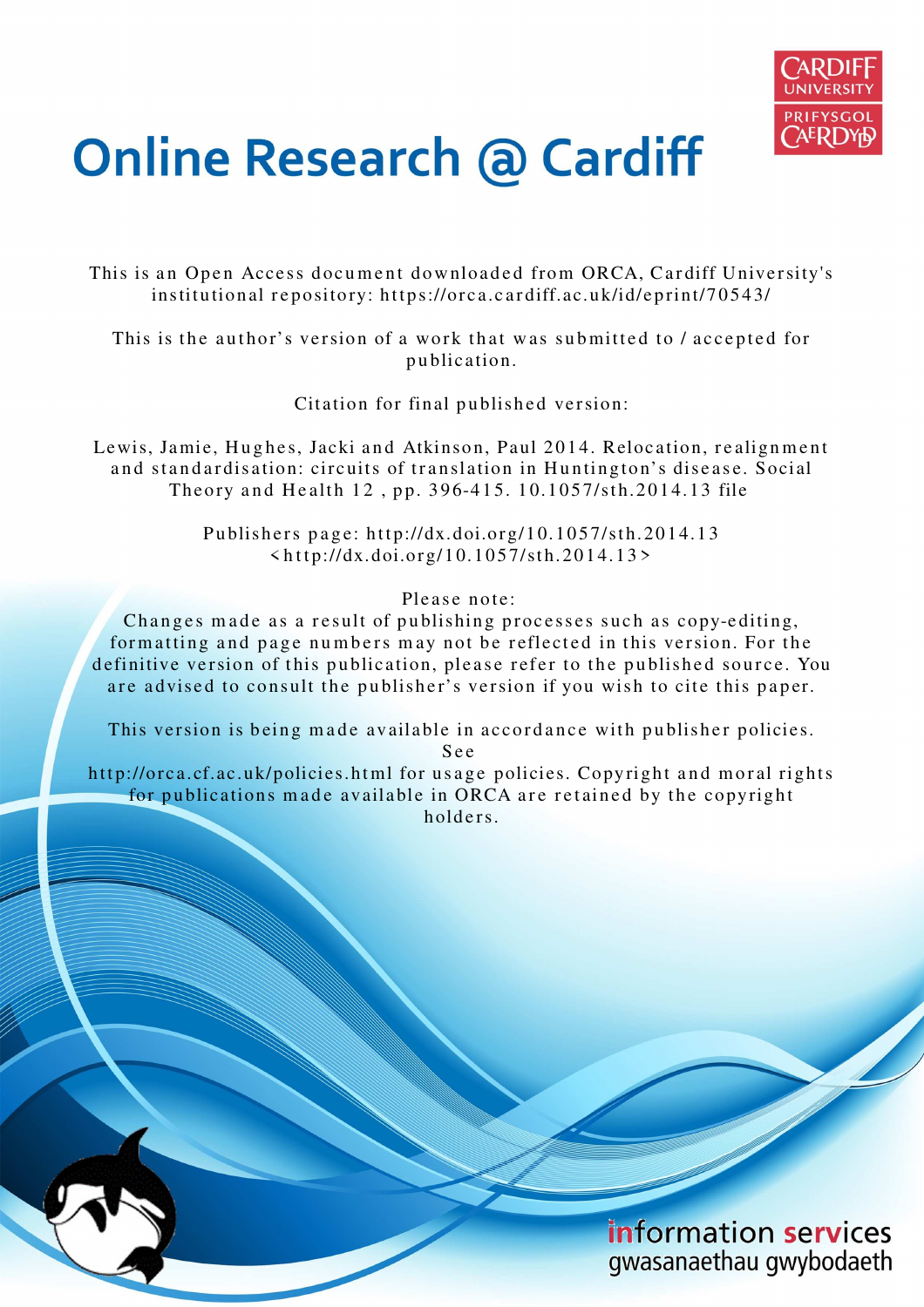# Online Research @ Cardiff

This is an Open Access document downloaded from ORCA, Cardiff University's institutional repository: https://orca.cardiff.ac.uk/id/eprint/70543/

This is the author's version of a work that was submitted to / accepted for publication.

Citation for final published version:

Lewis, Jamie, Hughes, Jacki and Atkinson, Paul 2014. Relocation, realignment and standardisation: circuits of translation in Huntington's disease. Social Theory and Health 12 , pp. 396-415. 10.1057/sth.2014.13 file

Publishers page: http://dx.doi.org/10.1057/sth.2014.13 <http://dx.doi.org/10.1057/sth.2014.13>

Please note:
Changes made as a result of publishing processes such as copy-editing, formatting and page numbers may not be reflected in this version. For the definitive version of this publication, please refer to the published source. You are advised to consult the publisher's version if you wish to cite this paper.

This version is being made available in accordance with publisher policies. See
http://orca.cf.ac.uk/policies.html for usage policies. Copyright and moral rights for publications made available in ORCA are retained by the copyright holders.

information services
gwasanaethau gwybodaeth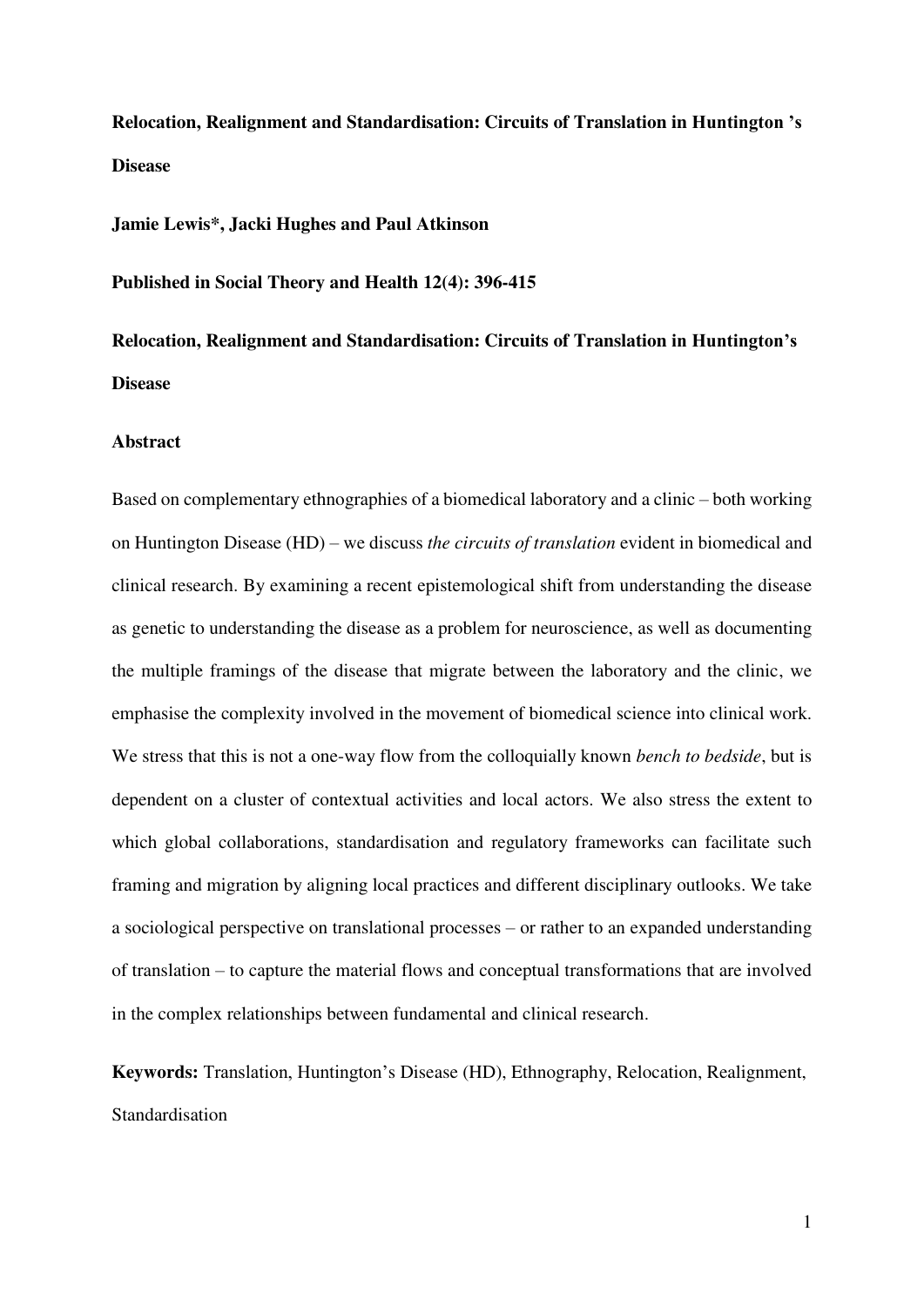**Relocation, Realignment and Standardisation: Circuits of Translation in Huntington 's Disease**

**Jamie Lewis*, Jacki Hughes and Paul Atkinson**

**Published in Social Theory and Health 12(4): 396-415**

**Relocation, Realignment and Standardisation: Circuits of Translation in Huntington's Disease**

**Abstract**

Based on complementary ethnographies of a biomedical laboratory and a clinic – both working on Huntington Disease (HD) – we discuss *the circuits of translation* evident in biomedical and clinical research. By examining a recent epistemological shift from understanding the disease as genetic to understanding the disease as a problem for neuroscience, as well as documenting the multiple framings of the disease that migrate between the laboratory and the clinic, we emphasise the complexity involved in the movement of biomedical science into clinical work. We stress that this is not a one-way flow from the colloquially known *bench to bedside*, but is dependent on a cluster of contextual activities and local actors. We also stress the extent to which global collaborations, standardisation and regulatory frameworks can facilitate such framing and migration by aligning local practices and different disciplinary outlooks. We take a sociological perspective on translational processes – or rather to an expanded understanding of translation – to capture the material flows and conceptual transformations that are involved in the complex relationships between fundamental and clinical research.

**Keywords:** Translation, Huntington's Disease (HD), Ethnography, Relocation, Realignment, Standardisation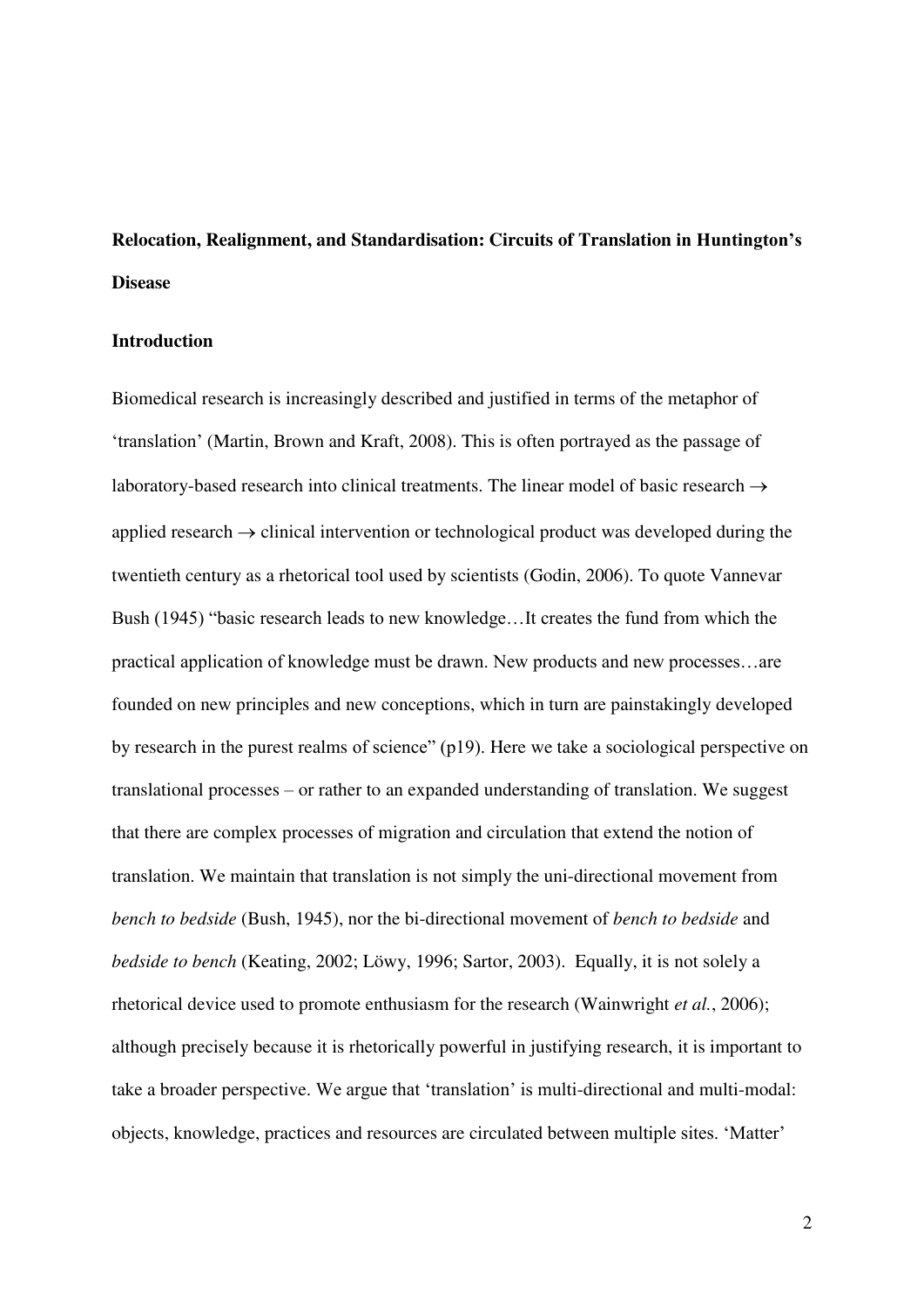**Relocation, Realignment, and Standardisation: Circuits of Translation in Huntington's Disease**

**Introduction**

Biomedical research is increasingly described and justified in terms of the metaphor of 'translation' (Martin, Brown and Kraft, 2008). This is often portrayed as the passage of laboratory-based research into clinical treatments. The linear model of basic research → applied research → clinical intervention or technological product was developed during the twentieth century as a rhetorical tool used by scientists (Godin, 2006). To quote Vannevar Bush (1945) "basic research leads to new knowledge…It creates the fund from which the practical application of knowledge must be drawn. New products and new processes…are founded on new principles and new conceptions, which in turn are painstakingly developed by research in the purest realms of science" (p19). Here we take a sociological perspective on translational processes – or rather to an expanded understanding of translation. We suggest that there are complex processes of migration and circulation that extend the notion of translation. We maintain that translation is not simply the uni-directional movement from *bench to bedside* (Bush, 1945), nor the bi-directional movement of *bench to bedside* and *bedside to bench* (Keating, 2002; Löwy, 1996; Sartor, 2003). Equally, it is not solely a rhetorical device used to promote enthusiasm for the research (Wainwright *et al.*, 2006); although precisely because it is rhetorically powerful in justifying research, it is important to take a broader perspective. We argue that 'translation' is multi-directional and multi-modal: objects, knowledge, practices and resources are circulated between multiple sites. 'Matter'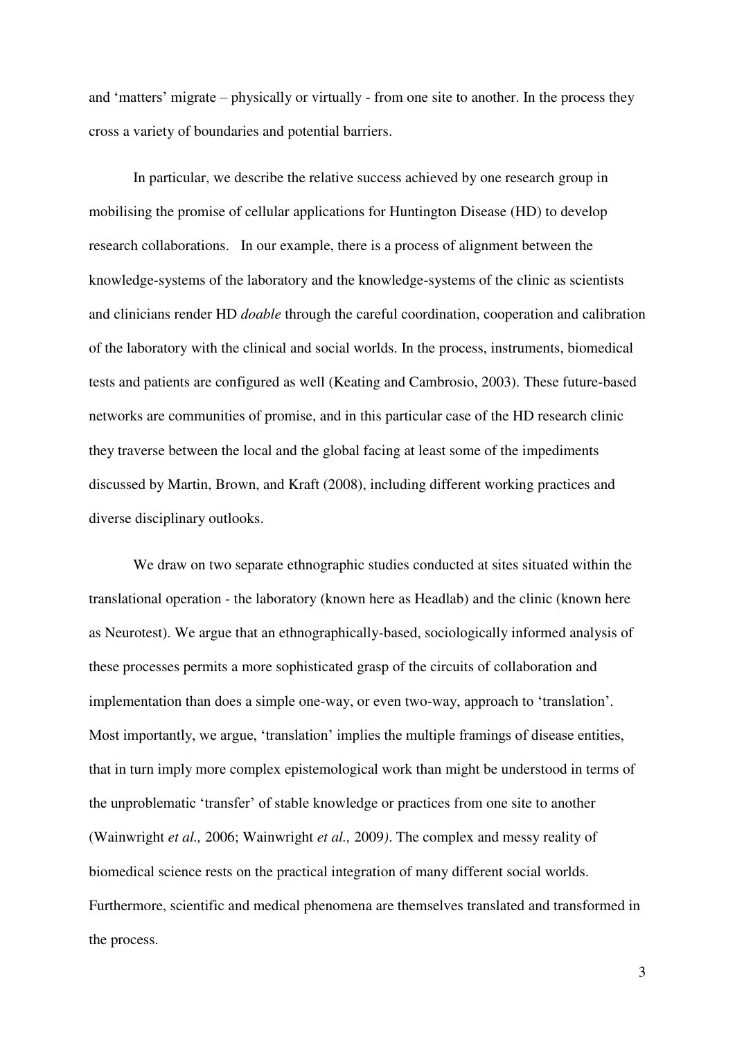and 'matters' migrate – physically or virtually - from one site to another. In the process they cross a variety of boundaries and potential barriers.

In particular, we describe the relative success achieved by one research group in mobilising the promise of cellular applications for Huntington Disease (HD) to develop research collaborations. In our example, there is a process of alignment between the knowledge-systems of the laboratory and the knowledge-systems of the clinic as scientists and clinicians render HD *doable* through the careful coordination, cooperation and calibration of the laboratory with the clinical and social worlds. In the process, instruments, biomedical tests and patients are configured as well (Keating and Cambrosio, 2003). These future-based networks are communities of promise, and in this particular case of the HD research clinic they traverse between the local and the global facing at least some of the impediments discussed by Martin, Brown, and Kraft (2008), including different working practices and diverse disciplinary outlooks.

We draw on two separate ethnographic studies conducted at sites situated within the translational operation - the laboratory (known here as Headlab) and the clinic (known here as Neurotest). We argue that an ethnographically-based, sociologically informed analysis of these processes permits a more sophisticated grasp of the circuits of collaboration and implementation than does a simple one-way, or even two-way, approach to 'translation'. Most importantly, we argue, 'translation' implies the multiple framings of disease entities, that in turn imply more complex epistemological work than might be understood in terms of the unproblematic 'transfer' of stable knowledge or practices from one site to another (Wainwright *et al.,* 2006; Wainwright *et al.,* 2009). The complex and messy reality of biomedical science rests on the practical integration of many different social worlds. Furthermore, scientific and medical phenomena are themselves translated and transformed in the process.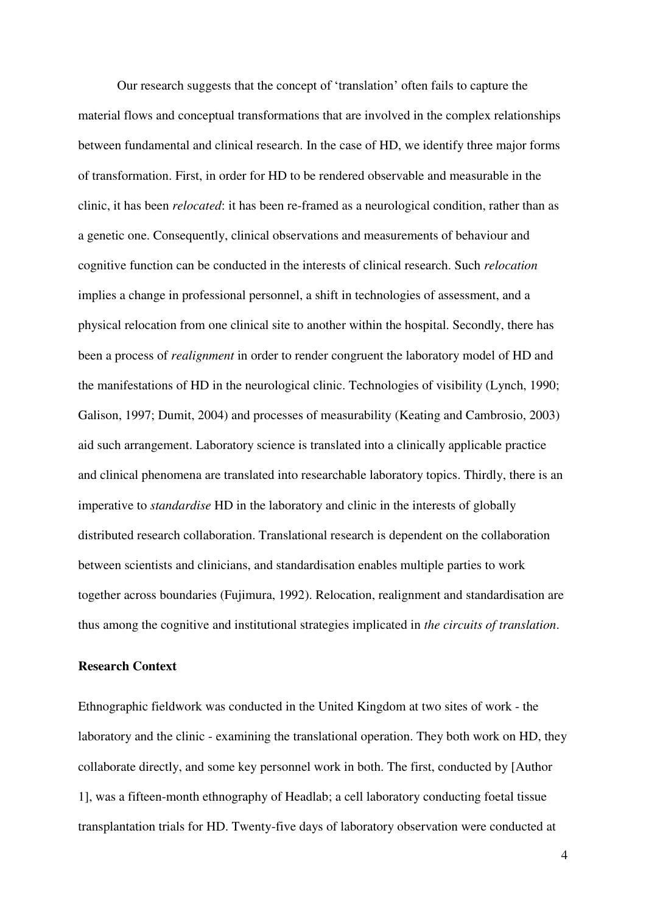Our research suggests that the concept of 'translation' often fails to capture the material flows and conceptual transformations that are involved in the complex relationships between fundamental and clinical research. In the case of HD, we identify three major forms of transformation. First, in order for HD to be rendered observable and measurable in the clinic, it has been *relocated*: it has been re-framed as a neurological condition, rather than as a genetic one. Consequently, clinical observations and measurements of behaviour and cognitive function can be conducted in the interests of clinical research. Such *relocation* implies a change in professional personnel, a shift in technologies of assessment, and a physical relocation from one clinical site to another within the hospital. Secondly, there has been a process of *realignment* in order to render congruent the laboratory model of HD and the manifestations of HD in the neurological clinic. Technologies of visibility (Lynch, 1990; Galison, 1997; Dumit, 2004) and processes of measurability (Keating and Cambrosio, 2003) aid such arrangement. Laboratory science is translated into a clinically applicable practice and clinical phenomena are translated into researchable laboratory topics. Thirdly, there is an imperative to *standardise* HD in the laboratory and clinic in the interests of globally distributed research collaboration. Translational research is dependent on the collaboration between scientists and clinicians, and standardisation enables multiple parties to work together across boundaries (Fujimura, 1992). Relocation, realignment and standardisation are thus among the cognitive and institutional strategies implicated in *the circuits of translation*.

**Research Context**

Ethnographic fieldwork was conducted in the United Kingdom at two sites of work - the laboratory and the clinic - examining the translational operation. They both work on HD, they collaborate directly, and some key personnel work in both. The first, conducted by [Author 1], was a fifteen-month ethnography of Headlab; a cell laboratory conducting foetal tissue transplantation trials for HD. Twenty-five days of laboratory observation were conducted at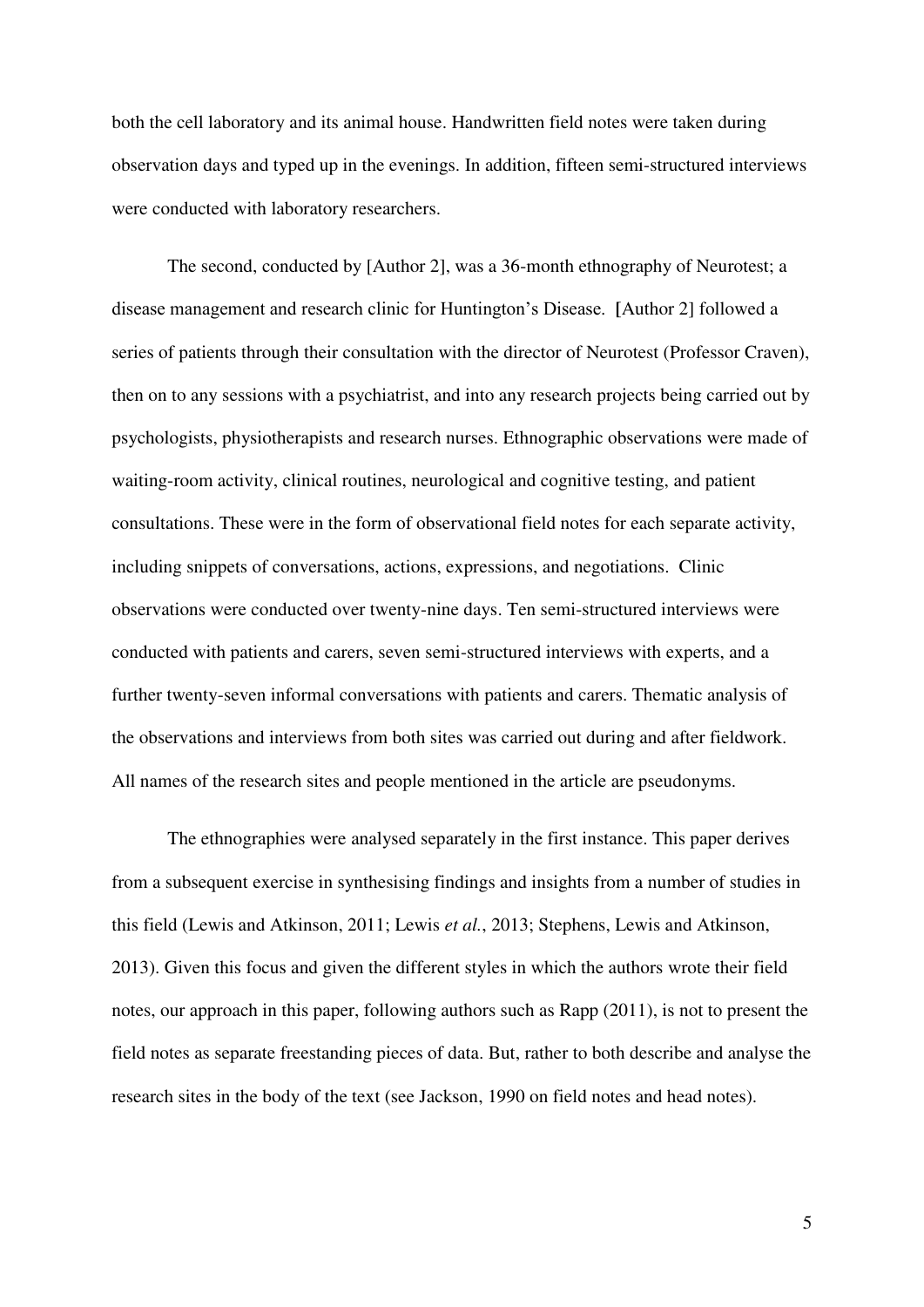both the cell laboratory and its animal house. Handwritten field notes were taken during observation days and typed up in the evenings. In addition, fifteen semi-structured interviews were conducted with laboratory researchers.

The second, conducted by [Author 2], was a 36-month ethnography of Neurotest; a disease management and research clinic for Huntington's Disease. [Author 2] followed a series of patients through their consultation with the director of Neurotest (Professor Craven), then on to any sessions with a psychiatrist, and into any research projects being carried out by psychologists, physiotherapists and research nurses. Ethnographic observations were made of waiting-room activity, clinical routines, neurological and cognitive testing, and patient consultations. These were in the form of observational field notes for each separate activity, including snippets of conversations, actions, expressions, and negotiations. Clinic observations were conducted over twenty-nine days. Ten semi-structured interviews were conducted with patients and carers, seven semi-structured interviews with experts, and a further twenty-seven informal conversations with patients and carers. Thematic analysis of the observations and interviews from both sites was carried out during and after fieldwork. All names of the research sites and people mentioned in the article are pseudonyms.

The ethnographies were analysed separately in the first instance. This paper derives from a subsequent exercise in synthesising findings and insights from a number of studies in this field (Lewis and Atkinson, 2011; Lewis *et al.*, 2013; Stephens, Lewis and Atkinson, 2013). Given this focus and given the different styles in which the authors wrote their field notes, our approach in this paper, following authors such as Rapp (2011), is not to present the field notes as separate freestanding pieces of data. But, rather to both describe and analyse the research sites in the body of the text (see Jackson, 1990 on field notes and head notes).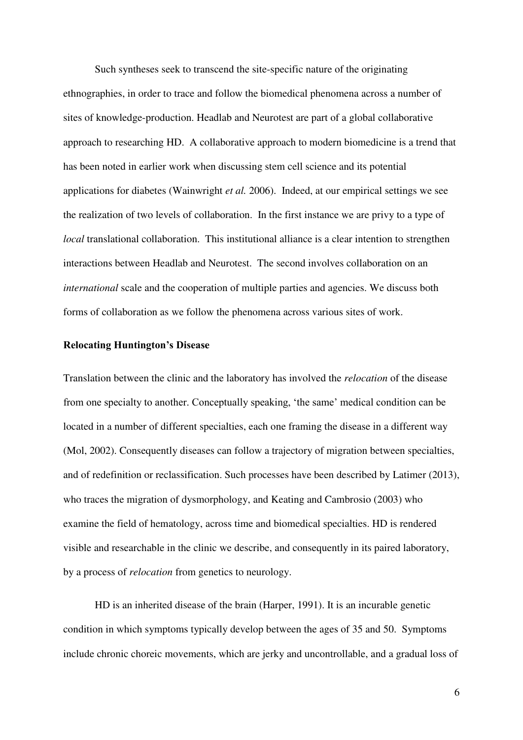Such syntheses seek to transcend the site-specific nature of the originating ethnographies, in order to trace and follow the biomedical phenomena across a number of sites of knowledge-production. Headlab and Neurotest are part of a global collaborative approach to researching HD. A collaborative approach to modern biomedicine is a trend that has been noted in earlier work when discussing stem cell science and its potential applications for diabetes (Wainwright *et al.* 2006). Indeed, at our empirical settings we see the realization of two levels of collaboration. In the first instance we are privy to a type of *local* translational collaboration. This institutional alliance is a clear intention to strengthen interactions between Headlab and Neurotest. The second involves collaboration on an *international* scale and the cooperation of multiple parties and agencies. We discuss both forms of collaboration as we follow the phenomena across various sites of work.

**Relocating Huntington's Disease**

Translation between the clinic and the laboratory has involved the *relocation* of the disease from one specialty to another. Conceptually speaking, 'the same' medical condition can be located in a number of different specialties, each one framing the disease in a different way (Mol, 2002). Consequently diseases can follow a trajectory of migration between specialties, and of redefinition or reclassification. Such processes have been described by Latimer (2013), who traces the migration of dysmorphology, and Keating and Cambrosio (2003) who examine the field of hematology, across time and biomedical specialties. HD is rendered visible and researchable in the clinic we describe, and consequently in its paired laboratory, by a process of *relocation* from genetics to neurology.

HD is an inherited disease of the brain (Harper, 1991). It is an incurable genetic condition in which symptoms typically develop between the ages of 35 and 50. Symptoms include chronic choreic movements, which are jerky and uncontrollable, and a gradual loss of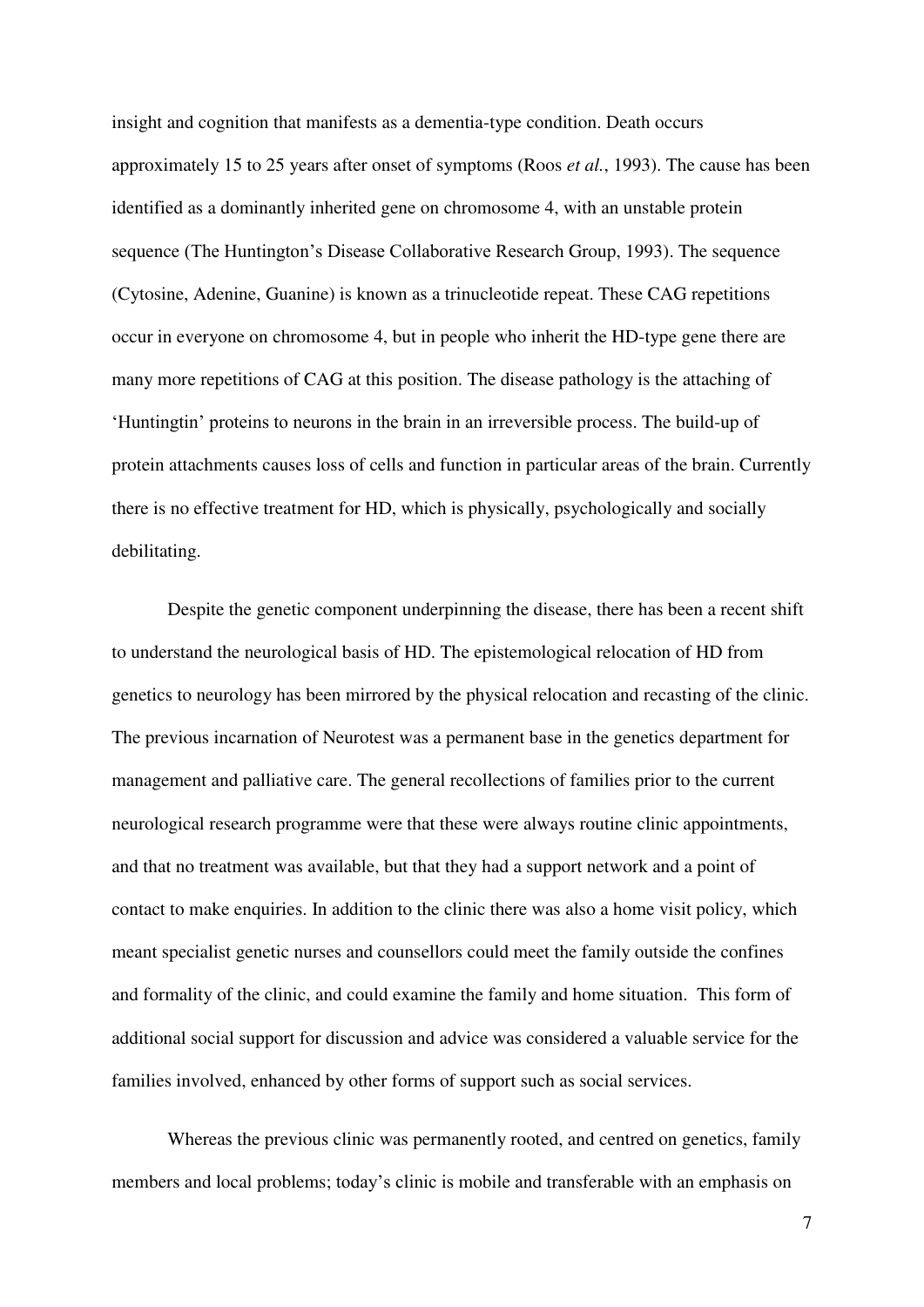insight and cognition that manifests as a dementia-type condition. Death occurs approximately 15 to 25 years after onset of symptoms (Roos *et al.*, 1993). The cause has been identified as a dominantly inherited gene on chromosome 4, with an unstable protein sequence (The Huntington's Disease Collaborative Research Group, 1993). The sequence (Cytosine, Adenine, Guanine) is known as a trinucleotide repeat. These CAG repetitions occur in everyone on chromosome 4, but in people who inherit the HD-type gene there are many more repetitions of CAG at this position. The disease pathology is the attaching of 'Huntingtin' proteins to neurons in the brain in an irreversible process. The build-up of protein attachments causes loss of cells and function in particular areas of the brain. Currently there is no effective treatment for HD, which is physically, psychologically and socially debilitating.

Despite the genetic component underpinning the disease, there has been a recent shift to understand the neurological basis of HD. The epistemological relocation of HD from genetics to neurology has been mirrored by the physical relocation and recasting of the clinic. The previous incarnation of Neurotest was a permanent base in the genetics department for management and palliative care. The general recollections of families prior to the current neurological research programme were that these were always routine clinic appointments, and that no treatment was available, but that they had a support network and a point of contact to make enquiries. In addition to the clinic there was also a home visit policy, which meant specialist genetic nurses and counsellors could meet the family outside the confines and formality of the clinic, and could examine the family and home situation. This form of additional social support for discussion and advice was considered a valuable service for the families involved, enhanced by other forms of support such as social services.

Whereas the previous clinic was permanently rooted, and centred on genetics, family members and local problems; today's clinic is mobile and transferable with an emphasis on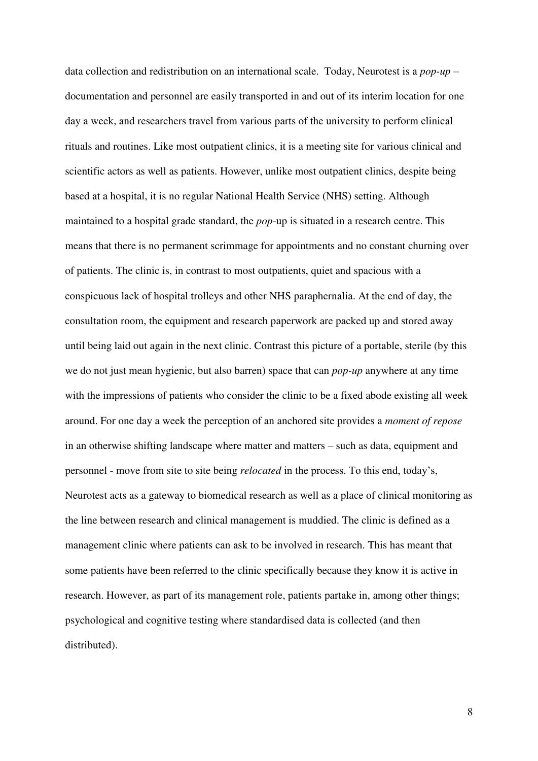data collection and redistribution on an international scale. Today, Neurotest is a *pop-up* – documentation and personnel are easily transported in and out of its interim location for one day a week, and researchers travel from various parts of the university to perform clinical rituals and routines. Like most outpatient clinics, it is a meeting site for various clinical and scientific actors as well as patients. However, unlike most outpatient clinics, despite being based at a hospital, it is no regular National Health Service (NHS) setting. Although maintained to a hospital grade standard, the *pop*-up is situated in a research centre. This means that there is no permanent scrimmage for appointments and no constant churning over of patients. The clinic is, in contrast to most outpatients, quiet and spacious with a conspicuous lack of hospital trolleys and other NHS paraphernalia. At the end of day, the consultation room, the equipment and research paperwork are packed up and stored away until being laid out again in the next clinic. Contrast this picture of a portable, sterile (by this we do not just mean hygienic, but also barren) space that can *pop-up* anywhere at any time with the impressions of patients who consider the clinic to be a fixed abode existing all week around. For one day a week the perception of an anchored site provides a *moment of repose* in an otherwise shifting landscape where matter and matters – such as data, equipment and personnel - move from site to site being *relocated* in the process. To this end, today's, Neurotest acts as a gateway to biomedical research as well as a place of clinical monitoring as the line between research and clinical management is muddied. The clinic is defined as a management clinic where patients can ask to be involved in research. This has meant that some patients have been referred to the clinic specifically because they know it is active in research. However, as part of its management role, patients partake in, among other things; psychological and cognitive testing where standardised data is collected (and then distributed).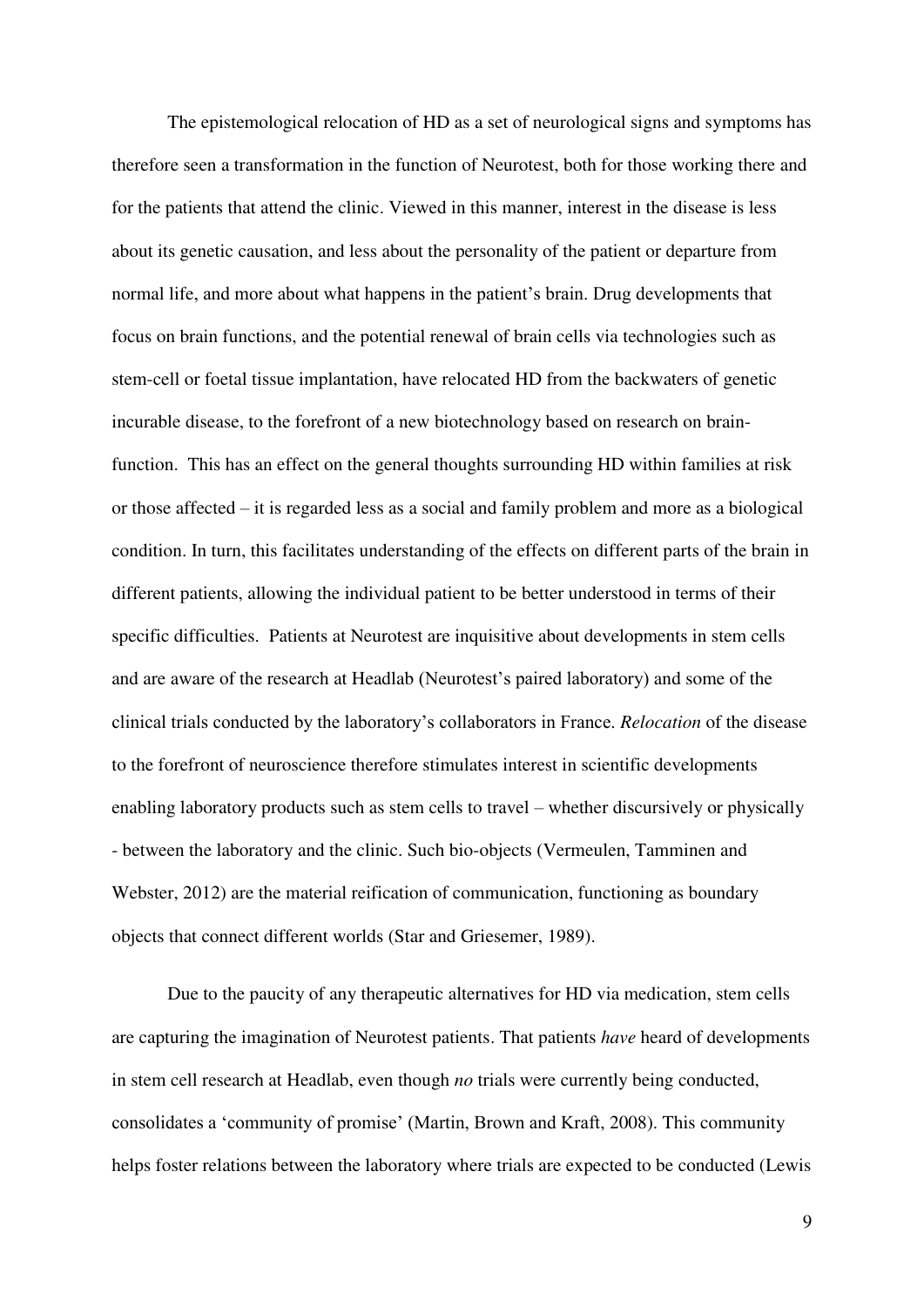The epistemological relocation of HD as a set of neurological signs and symptoms has therefore seen a transformation in the function of Neurotest, both for those working there and for the patients that attend the clinic. Viewed in this manner, interest in the disease is less about its genetic causation, and less about the personality of the patient or departure from normal life, and more about what happens in the patient's brain. Drug developments that focus on brain functions, and the potential renewal of brain cells via technologies such as stem-cell or foetal tissue implantation, have relocated HD from the backwaters of genetic incurable disease, to the forefront of a new biotechnology based on research on brain-function. This has an effect on the general thoughts surrounding HD within families at risk or those affected – it is regarded less as a social and family problem and more as a biological condition. In turn, this facilitates understanding of the effects on different parts of the brain in different patients, allowing the individual patient to be better understood in terms of their specific difficulties. Patients at Neurotest are inquisitive about developments in stem cells and are aware of the research at Headlab (Neurotest's paired laboratory) and some of the clinical trials conducted by the laboratory's collaborators in France. *Relocation* of the disease to the forefront of neuroscience therefore stimulates interest in scientific developments enabling laboratory products such as stem cells to travel – whether discursively or physically - between the laboratory and the clinic. Such bio-objects (Vermeulen, Tamminen and Webster, 2012) are the material reification of communication, functioning as boundary objects that connect different worlds (Star and Griesemer, 1989).

Due to the paucity of any therapeutic alternatives for HD via medication, stem cells are capturing the imagination of Neurotest patients. That patients *have* heard of developments in stem cell research at Headlab, even though *no* trials were currently being conducted, consolidates a 'community of promise' (Martin, Brown and Kraft, 2008). This community helps foster relations between the laboratory where trials are expected to be conducted (Lewis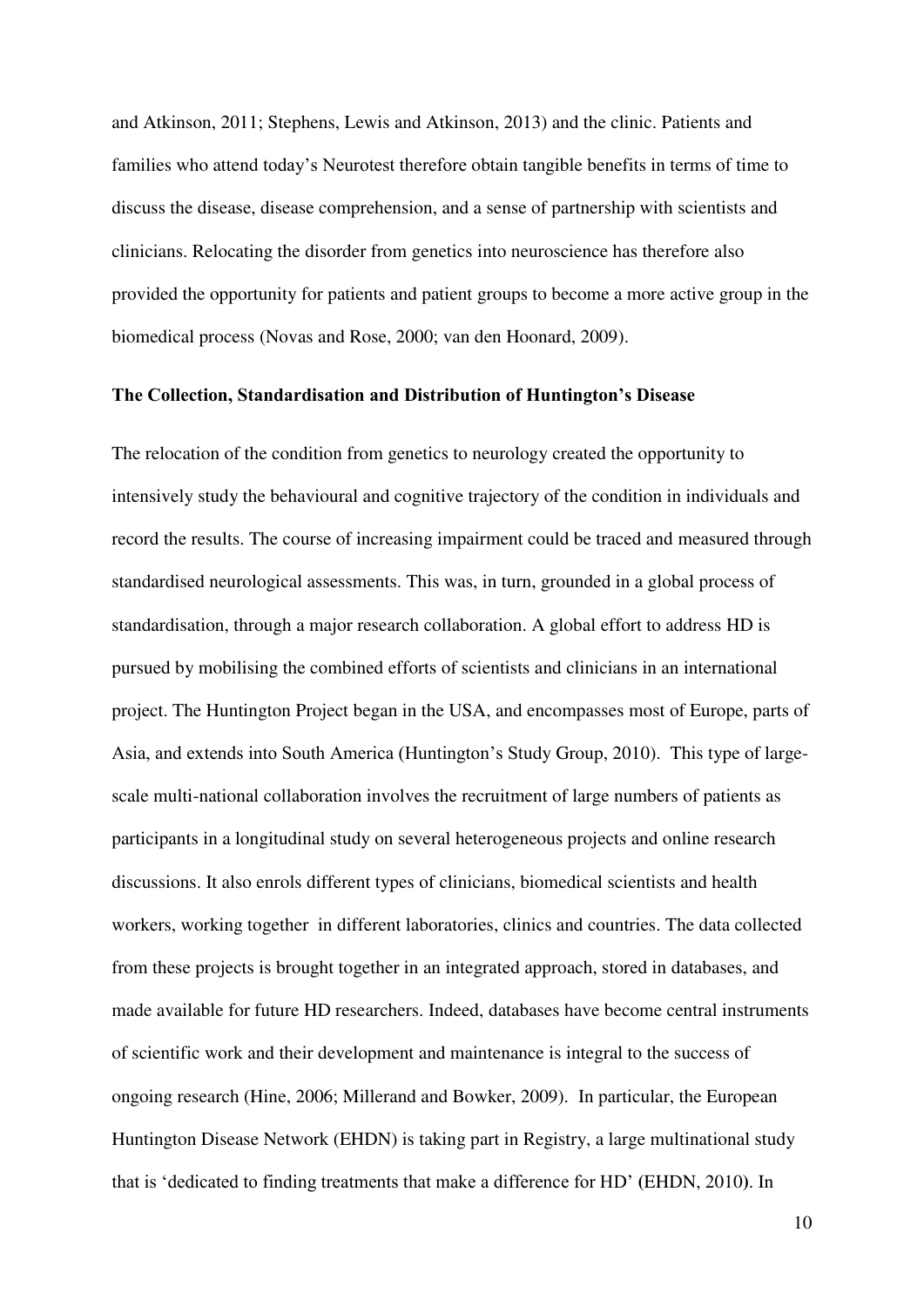and Atkinson, 2011; Stephens, Lewis and Atkinson, 2013) and the clinic. Patients and families who attend today's Neurotest therefore obtain tangible benefits in terms of time to discuss the disease, disease comprehension, and a sense of partnership with scientists and clinicians. Relocating the disorder from genetics into neuroscience has therefore also provided the opportunity for patients and patient groups to become a more active group in the biomedical process (Novas and Rose, 2000; van den Hoonard, 2009).

**The Collection, Standardisation and Distribution of Huntington's Disease**

The relocation of the condition from genetics to neurology created the opportunity to intensively study the behavioural and cognitive trajectory of the condition in individuals and record the results. The course of increasing impairment could be traced and measured through standardised neurological assessments. This was, in turn, grounded in a global process of standardisation, through a major research collaboration. A global effort to address HD is pursued by mobilising the combined efforts of scientists and clinicians in an international project. The Huntington Project began in the USA, and encompasses most of Europe, parts of Asia, and extends into South America (Huntington's Study Group, 2010). This type of large-scale multi-national collaboration involves the recruitment of large numbers of patients as participants in a longitudinal study on several heterogeneous projects and online research discussions. It also enrols different types of clinicians, biomedical scientists and health workers, working together in different laboratories, clinics and countries. The data collected from these projects is brought together in an integrated approach, stored in databases, and made available for future HD researchers. Indeed, databases have become central instruments of scientific work and their development and maintenance is integral to the success of ongoing research (Hine, 2006; Millerand and Bowker, 2009). In particular, the European Huntington Disease Network (EHDN) is taking part in Registry, a large multinational study that is 'dedicated to finding treatments that make a difference for HD' (EHDN, 2010). In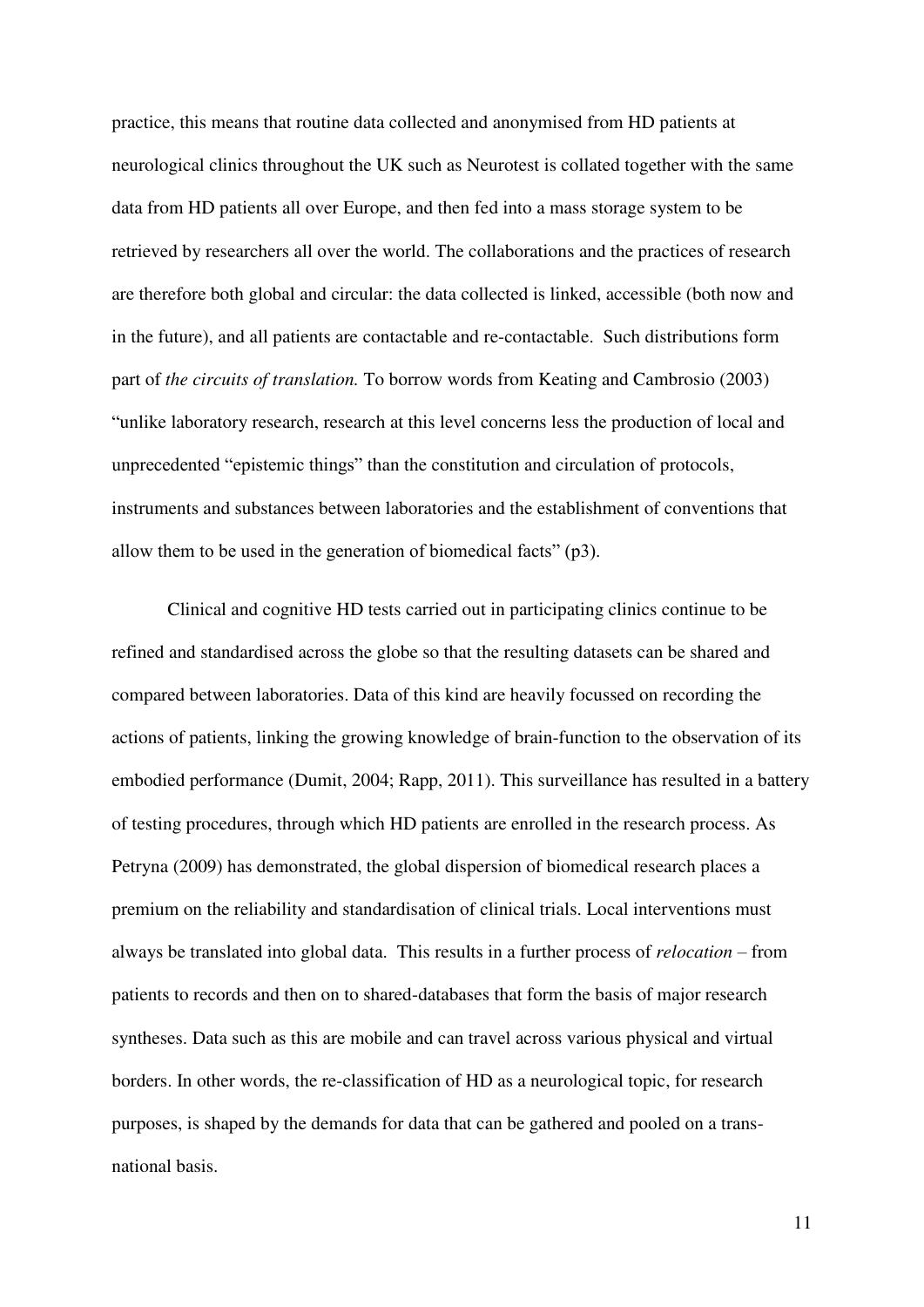practice, this means that routine data collected and anonymised from HD patients at neurological clinics throughout the UK such as Neurotest is collated together with the same data from HD patients all over Europe, and then fed into a mass storage system to be retrieved by researchers all over the world. The collaborations and the practices of research are therefore both global and circular: the data collected is linked, accessible (both now and in the future), and all patients are contactable and re-contactable. Such distributions form part of *the circuits of translation.* To borrow words from Keating and Cambrosio (2003) "unlike laboratory research, research at this level concerns less the production of local and unprecedented "epistemic things" than the constitution and circulation of protocols, instruments and substances between laboratories and the establishment of conventions that allow them to be used in the generation of biomedical facts" (p3).

Clinical and cognitive HD tests carried out in participating clinics continue to be refined and standardised across the globe so that the resulting datasets can be shared and compared between laboratories. Data of this kind are heavily focussed on recording the actions of patients, linking the growing knowledge of brain-function to the observation of its embodied performance (Dumit, 2004; Rapp, 2011). This surveillance has resulted in a battery of testing procedures, through which HD patients are enrolled in the research process. As Petryna (2009) has demonstrated, the global dispersion of biomedical research places a premium on the reliability and standardisation of clinical trials. Local interventions must always be translated into global data. This results in a further process of *relocation* – from patients to records and then on to shared-databases that form the basis of major research syntheses. Data such as this are mobile and can travel across various physical and virtual borders. In other words, the re-classification of HD as a neurological topic, for research purposes, is shaped by the demands for data that can be gathered and pooled on a trans-national basis.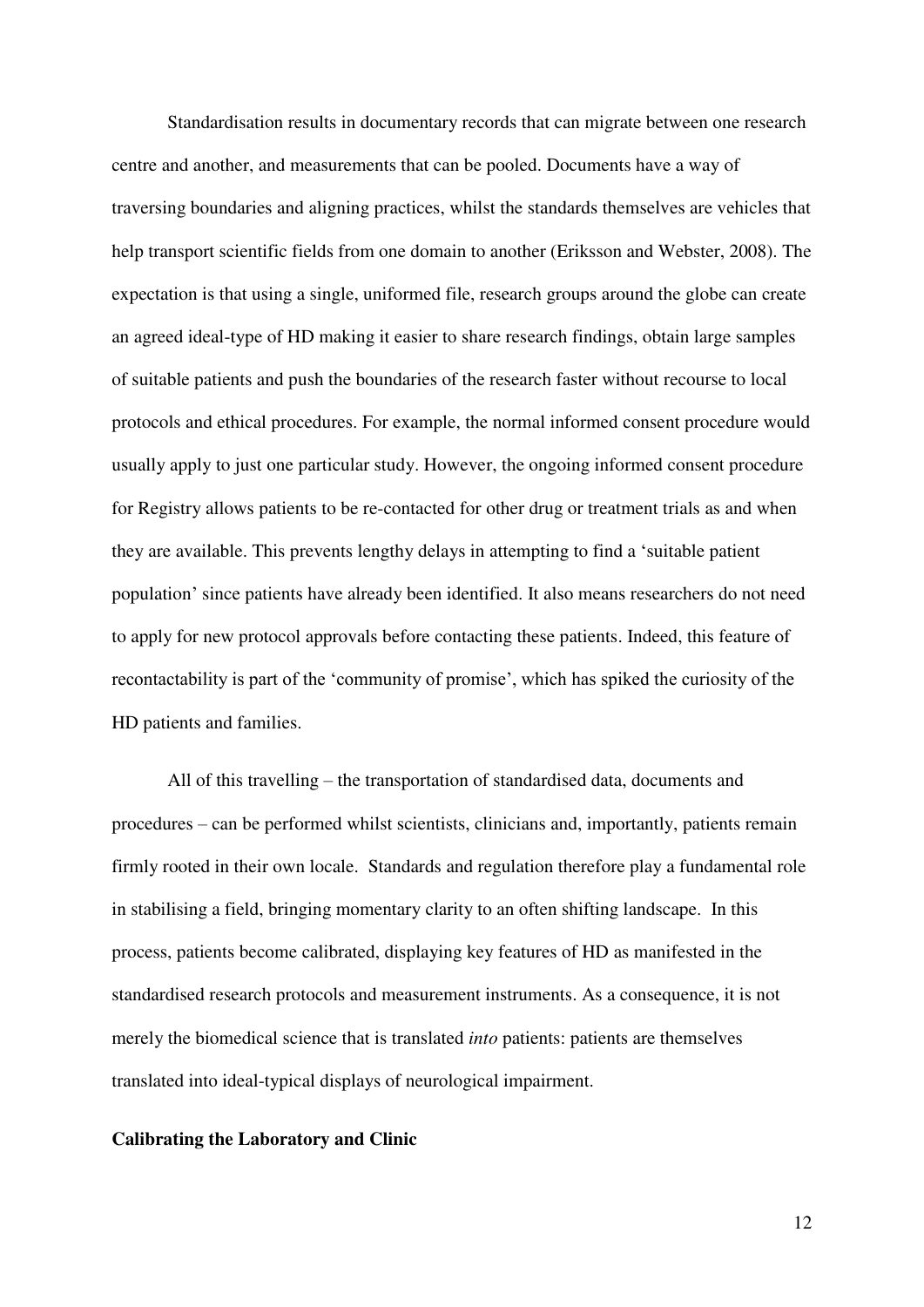Standardisation results in documentary records that can migrate between one research centre and another, and measurements that can be pooled. Documents have a way of traversing boundaries and aligning practices, whilst the standards themselves are vehicles that help transport scientific fields from one domain to another (Eriksson and Webster, 2008). The expectation is that using a single, uniformed file, research groups around the globe can create an agreed ideal-type of HD making it easier to share research findings, obtain large samples of suitable patients and push the boundaries of the research faster without recourse to local protocols and ethical procedures. For example, the normal informed consent procedure would usually apply to just one particular study. However, the ongoing informed consent procedure for Registry allows patients to be re-contacted for other drug or treatment trials as and when they are available. This prevents lengthy delays in attempting to find a 'suitable patient population' since patients have already been identified. It also means researchers do not need to apply for new protocol approvals before contacting these patients. Indeed, this feature of recontactability is part of the 'community of promise', which has spiked the curiosity of the HD patients and families.

All of this travelling – the transportation of standardised data, documents and procedures – can be performed whilst scientists, clinicians and, importantly, patients remain firmly rooted in their own locale. Standards and regulation therefore play a fundamental role in stabilising a field, bringing momentary clarity to an often shifting landscape. In this process, patients become calibrated, displaying key features of HD as manifested in the standardised research protocols and measurement instruments. As a consequence, it is not merely the biomedical science that is translated *into* patients: patients are themselves translated into ideal-typical displays of neurological impairment.

**Calibrating the Laboratory and Clinic**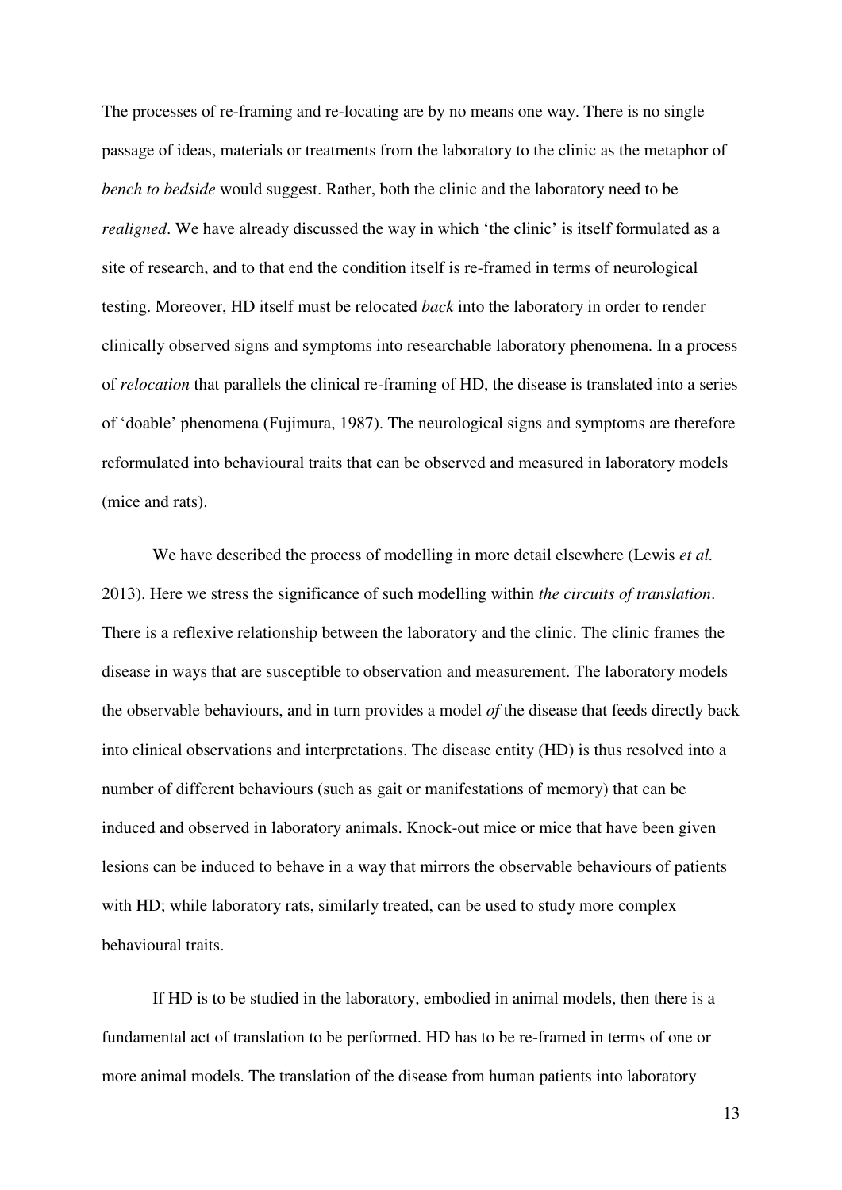The processes of re-framing and re-locating are by no means one way. There is no single passage of ideas, materials or treatments from the laboratory to the clinic as the metaphor of *bench to bedside* would suggest. Rather, both the clinic and the laboratory need to be *realigned*. We have already discussed the way in which 'the clinic' is itself formulated as a site of research, and to that end the condition itself is re-framed in terms of neurological testing. Moreover, HD itself must be relocated *back* into the laboratory in order to render clinically observed signs and symptoms into researchable laboratory phenomena. In a process of *relocation* that parallels the clinical re-framing of HD, the disease is translated into a series of 'doable' phenomena (Fujimura, 1987). The neurological signs and symptoms are therefore reformulated into behavioural traits that can be observed and measured in laboratory models (mice and rats).

We have described the process of modelling in more detail elsewhere (Lewis *et al.* 2013). Here we stress the significance of such modelling within *the circuits of translation*. There is a reflexive relationship between the laboratory and the clinic. The clinic frames the disease in ways that are susceptible to observation and measurement. The laboratory models the observable behaviours, and in turn provides a model *of* the disease that feeds directly back into clinical observations and interpretations. The disease entity (HD) is thus resolved into a number of different behaviours (such as gait or manifestations of memory) that can be induced and observed in laboratory animals. Knock-out mice or mice that have been given lesions can be induced to behave in a way that mirrors the observable behaviours of patients with HD; while laboratory rats, similarly treated, can be used to study more complex behavioural traits.

If HD is to be studied in the laboratory, embodied in animal models, then there is a fundamental act of translation to be performed. HD has to be re-framed in terms of one or more animal models. The translation of the disease from human patients into laboratory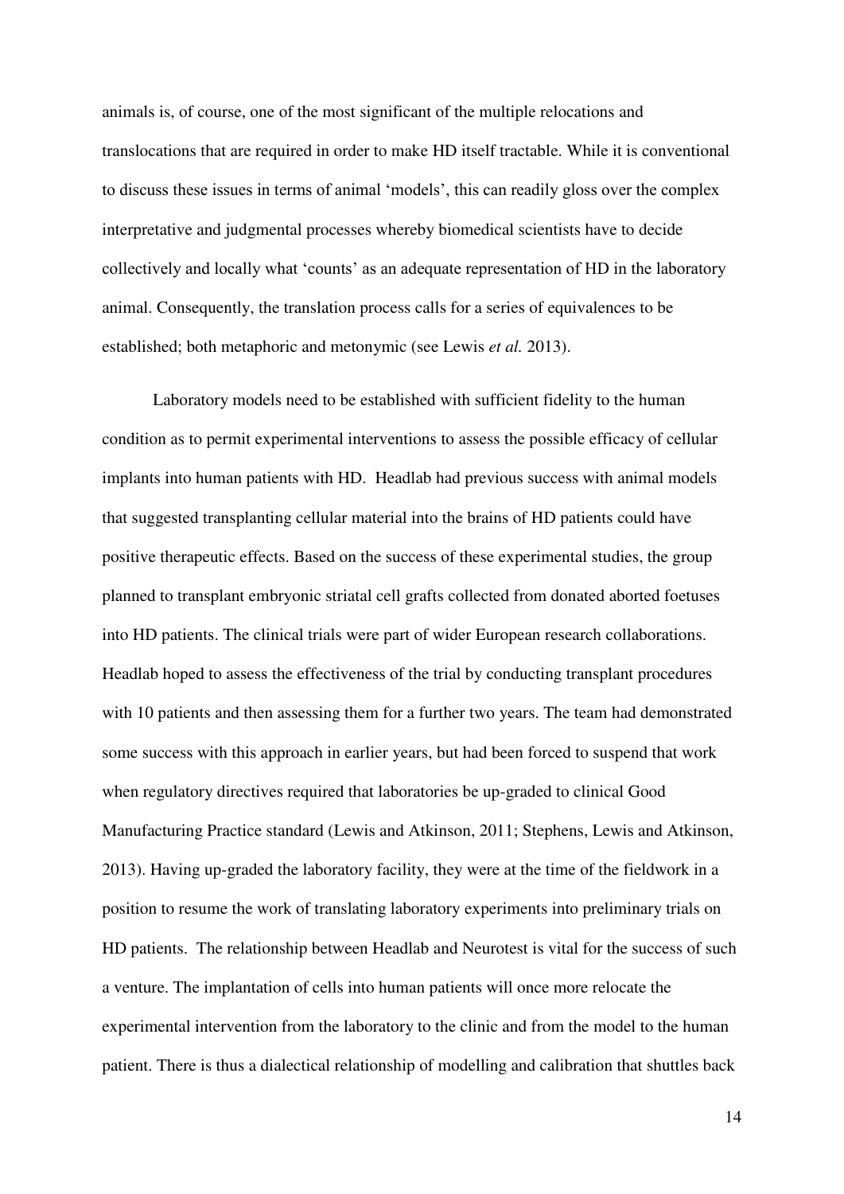animals is, of course, one of the most significant of the multiple relocations and translocations that are required in order to make HD itself tractable. While it is conventional to discuss these issues in terms of animal 'models', this can readily gloss over the complex interpretative and judgmental processes whereby biomedical scientists have to decide collectively and locally what 'counts' as an adequate representation of HD in the laboratory animal. Consequently, the translation process calls for a series of equivalences to be established; both metaphoric and metonymic (see Lewis *et al.* 2013).

Laboratory models need to be established with sufficient fidelity to the human condition as to permit experimental interventions to assess the possible efficacy of cellular implants into human patients with HD. Headlab had previous success with animal models that suggested transplanting cellular material into the brains of HD patients could have positive therapeutic effects. Based on the success of these experimental studies, the group planned to transplant embryonic striatal cell grafts collected from donated aborted foetuses into HD patients. The clinical trials were part of wider European research collaborations. Headlab hoped to assess the effectiveness of the trial by conducting transplant procedures with 10 patients and then assessing them for a further two years. The team had demonstrated some success with this approach in earlier years, but had been forced to suspend that work when regulatory directives required that laboratories be up-graded to clinical Good Manufacturing Practice standard (Lewis and Atkinson, 2011; Stephens, Lewis and Atkinson, 2013). Having up-graded the laboratory facility, they were at the time of the fieldwork in a position to resume the work of translating laboratory experiments into preliminary trials on HD patients. The relationship between Headlab and Neurotest is vital for the success of such a venture. The implantation of cells into human patients will once more relocate the experimental intervention from the laboratory to the clinic and from the model to the human patient. There is thus a dialectical relationship of modelling and calibration that shuttles back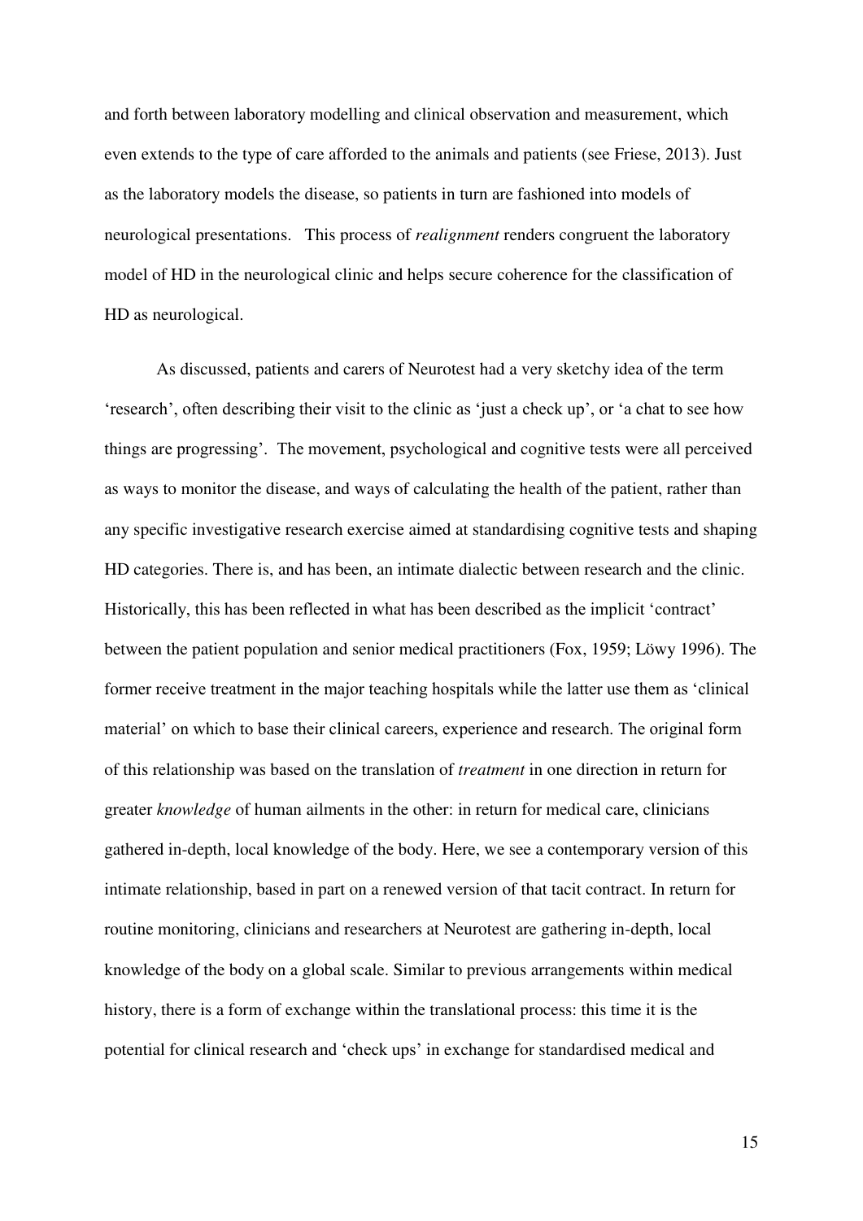and forth between laboratory modelling and clinical observation and measurement, which even extends to the type of care afforded to the animals and patients (see Friese, 2013). Just as the laboratory models the disease, so patients in turn are fashioned into models of neurological presentations. This process of *realignment* renders congruent the laboratory model of HD in the neurological clinic and helps secure coherence for the classification of HD as neurological.

As discussed, patients and carers of Neurotest had a very sketchy idea of the term 'research', often describing their visit to the clinic as 'just a check up', or 'a chat to see how things are progressing'. The movement, psychological and cognitive tests were all perceived as ways to monitor the disease, and ways of calculating the health of the patient, rather than any specific investigative research exercise aimed at standardising cognitive tests and shaping HD categories. There is, and has been, an intimate dialectic between research and the clinic. Historically, this has been reflected in what has been described as the implicit 'contract' between the patient population and senior medical practitioners (Fox, 1959; Löwy 1996). The former receive treatment in the major teaching hospitals while the latter use them as 'clinical material' on which to base their clinical careers, experience and research. The original form of this relationship was based on the translation of *treatment* in one direction in return for greater *knowledge* of human ailments in the other: in return for medical care, clinicians gathered in-depth, local knowledge of the body. Here, we see a contemporary version of this intimate relationship, based in part on a renewed version of that tacit contract. In return for routine monitoring, clinicians and researchers at Neurotest are gathering in-depth, local knowledge of the body on a global scale. Similar to previous arrangements within medical history, there is a form of exchange within the translational process: this time it is the potential for clinical research and 'check ups' in exchange for standardised medical and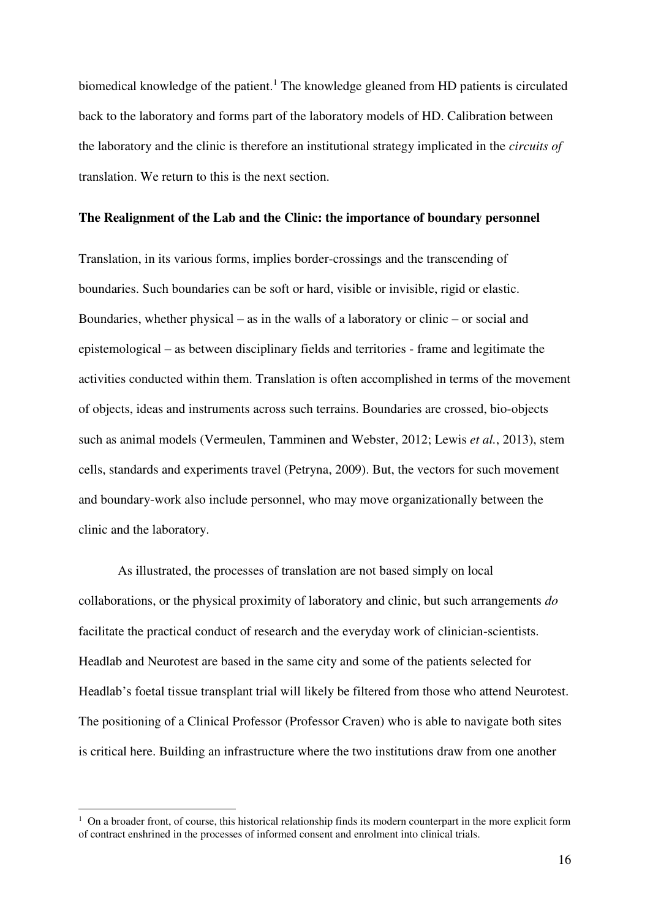biomedical knowledge of the patient.[1] The knowledge gleaned from HD patients is circulated back to the laboratory and forms part of the laboratory models of HD. Calibration between the laboratory and the clinic is therefore an institutional strategy implicated in the *circuits of* translation. We return to this is the next section.

**The Realignment of the Lab and the Clinic: the importance of boundary personnel**

Translation, in its various forms, implies border-crossings and the transcending of boundaries. Such boundaries can be soft or hard, visible or invisible, rigid or elastic. Boundaries, whether physical – as in the walls of a laboratory or clinic – or social and epistemological – as between disciplinary fields and territories - frame and legitimate the activities conducted within them. Translation is often accomplished in terms of the movement of objects, ideas and instruments across such terrains. Boundaries are crossed, bio-objects such as animal models (Vermeulen, Tamminen and Webster, 2012; Lewis *et al.*, 2013), stem cells, standards and experiments travel (Petryna, 2009). But, the vectors for such movement and boundary-work also include personnel, who may move organizationally between the clinic and the laboratory.

As illustrated, the processes of translation are not based simply on local collaborations, or the physical proximity of laboratory and clinic, but such arrangements *do* facilitate the practical conduct of research and the everyday work of clinician-scientists. Headlab and Neurotest are based in the same city and some of the patients selected for Headlab's foetal tissue transplant trial will likely be filtered from those who attend Neurotest. The positioning of a Clinical Professor (Professor Craven) who is able to navigate both sites is critical here. Building an infrastructure where the two institutions draw from one another

[1] On a broader front, of course, this historical relationship finds its modern counterpart in the more explicit form of contract enshrined in the processes of informed consent and enrolment into clinical trials.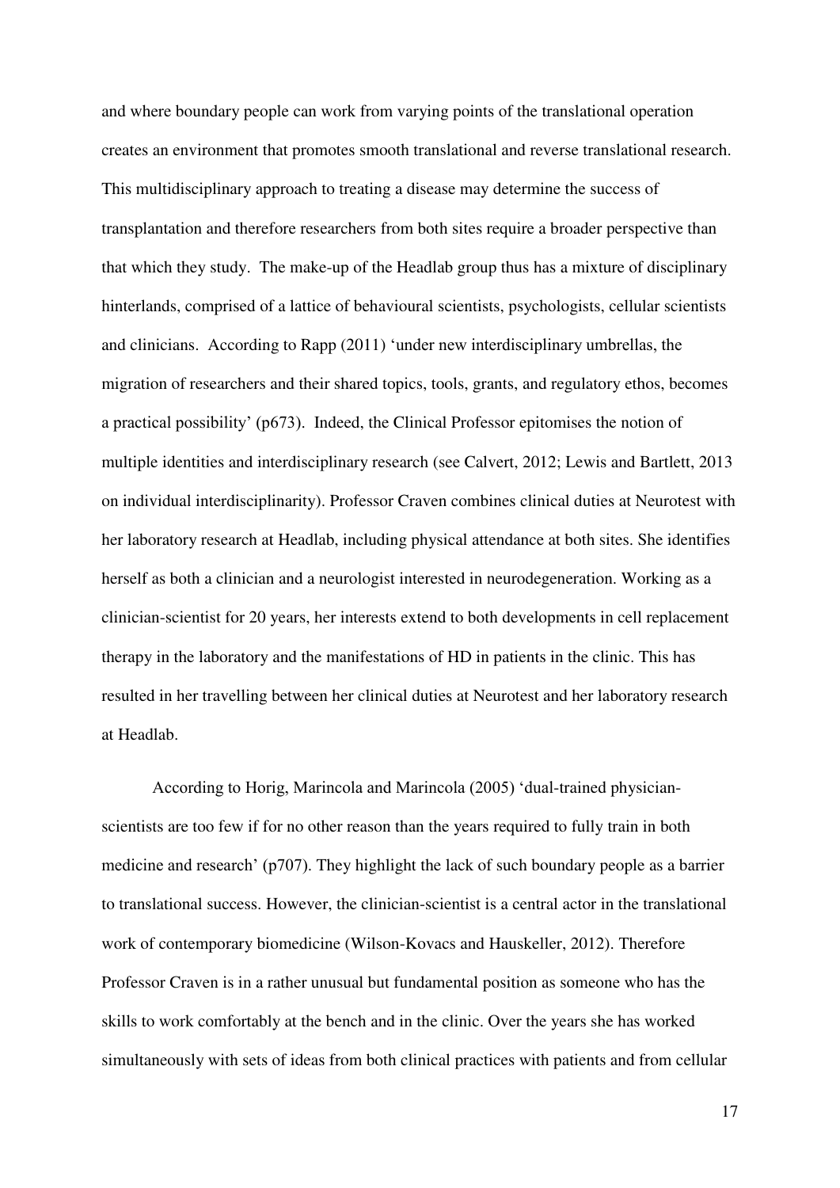and where boundary people can work from varying points of the translational operation creates an environment that promotes smooth translational and reverse translational research. This multidisciplinary approach to treating a disease may determine the success of transplantation and therefore researchers from both sites require a broader perspective than that which they study. The make-up of the Headlab group thus has a mixture of disciplinary hinterlands, comprised of a lattice of behavioural scientists, psychologists, cellular scientists and clinicians. According to Rapp (2011) 'under new interdisciplinary umbrellas, the migration of researchers and their shared topics, tools, grants, and regulatory ethos, becomes a practical possibility' (p673). Indeed, the Clinical Professor epitomises the notion of multiple identities and interdisciplinary research (see Calvert, 2012; Lewis and Bartlett, 2013 on individual interdisciplinarity). Professor Craven combines clinical duties at Neurotest with her laboratory research at Headlab, including physical attendance at both sites. She identifies herself as both a clinician and a neurologist interested in neurodegeneration. Working as a clinician-scientist for 20 years, her interests extend to both developments in cell replacement therapy in the laboratory and the manifestations of HD in patients in the clinic. This has resulted in her travelling between her clinical duties at Neurotest and her laboratory research at Headlab.

According to Horig, Marincola and Marincola (2005) 'dual-trained physician-scientists are too few if for no other reason than the years required to fully train in both medicine and research' (p707). They highlight the lack of such boundary people as a barrier to translational success. However, the clinician-scientist is a central actor in the translational work of contemporary biomedicine (Wilson-Kovacs and Hauskeller, 2012). Therefore Professor Craven is in a rather unusual but fundamental position as someone who has the skills to work comfortably at the bench and in the clinic. Over the years she has worked simultaneously with sets of ideas from both clinical practices with patients and from cellular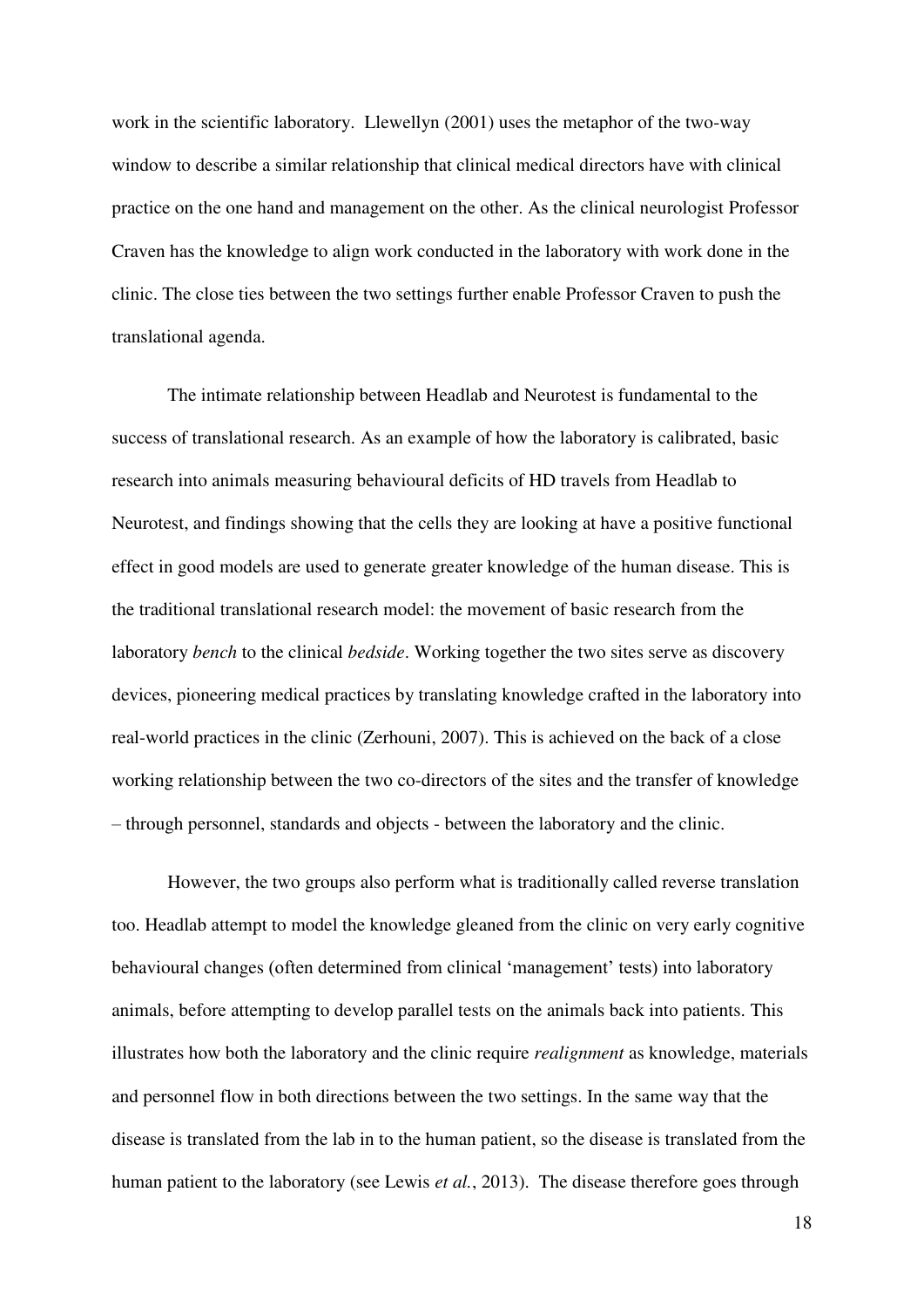work in the scientific laboratory. Llewellyn (2001) uses the metaphor of the two-way window to describe a similar relationship that clinical medical directors have with clinical practice on the one hand and management on the other. As the clinical neurologist Professor Craven has the knowledge to align work conducted in the laboratory with work done in the clinic. The close ties between the two settings further enable Professor Craven to push the translational agenda.

The intimate relationship between Headlab and Neurotest is fundamental to the success of translational research. As an example of how the laboratory is calibrated, basic research into animals measuring behavioural deficits of HD travels from Headlab to Neurotest, and findings showing that the cells they are looking at have a positive functional effect in good models are used to generate greater knowledge of the human disease. This is the traditional translational research model: the movement of basic research from the laboratory *bench* to the clinical *bedside*. Working together the two sites serve as discovery devices, pioneering medical practices by translating knowledge crafted in the laboratory into real-world practices in the clinic (Zerhouni, 2007). This is achieved on the back of a close working relationship between the two co-directors of the sites and the transfer of knowledge – through personnel, standards and objects - between the laboratory and the clinic.

However, the two groups also perform what is traditionally called reverse translation too. Headlab attempt to model the knowledge gleaned from the clinic on very early cognitive behavioural changes (often determined from clinical 'management' tests) into laboratory animals, before attempting to develop parallel tests on the animals back into patients. This illustrates how both the laboratory and the clinic require *realignment* as knowledge, materials and personnel flow in both directions between the two settings. In the same way that the disease is translated from the lab in to the human patient, so the disease is translated from the human patient to the laboratory (see Lewis *et al.*, 2013). The disease therefore goes through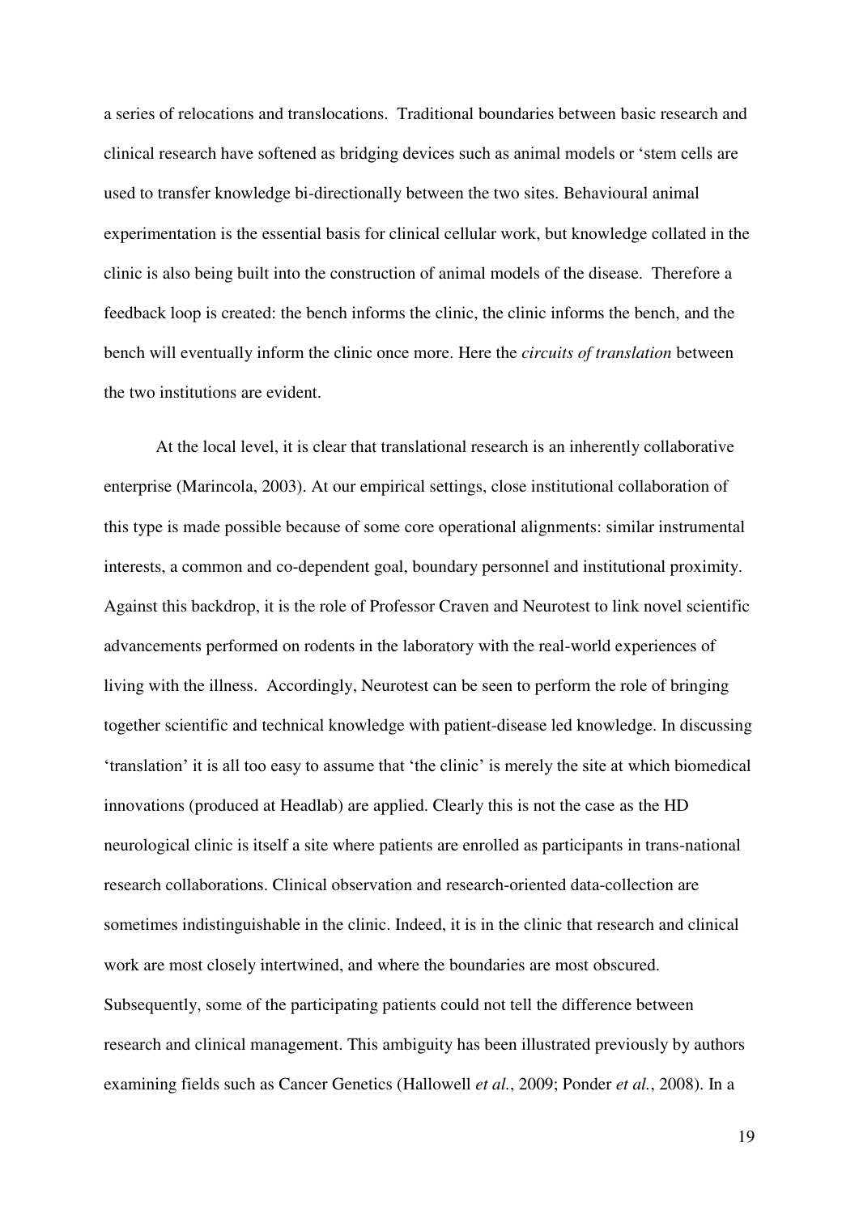a series of relocations and translocations. Traditional boundaries between basic research and clinical research have softened as bridging devices such as animal models or 'stem cells are used to transfer knowledge bi-directionally between the two sites. Behavioural animal experimentation is the essential basis for clinical cellular work, but knowledge collated in the clinic is also being built into the construction of animal models of the disease. Therefore a feedback loop is created: the bench informs the clinic, the clinic informs the bench, and the bench will eventually inform the clinic once more. Here the *circuits of translation* between the two institutions are evident.

At the local level, it is clear that translational research is an inherently collaborative enterprise (Marincola, 2003). At our empirical settings, close institutional collaboration of this type is made possible because of some core operational alignments: similar instrumental interests, a common and co-dependent goal, boundary personnel and institutional proximity. Against this backdrop, it is the role of Professor Craven and Neurotest to link novel scientific advancements performed on rodents in the laboratory with the real-world experiences of living with the illness. Accordingly, Neurotest can be seen to perform the role of bringing together scientific and technical knowledge with patient-disease led knowledge. In discussing 'translation' it is all too easy to assume that 'the clinic' is merely the site at which biomedical innovations (produced at Headlab) are applied. Clearly this is not the case as the HD neurological clinic is itself a site where patients are enrolled as participants in trans-national research collaborations. Clinical observation and research-oriented data-collection are sometimes indistinguishable in the clinic. Indeed, it is in the clinic that research and clinical work are most closely intertwined, and where the boundaries are most obscured. Subsequently, some of the participating patients could not tell the difference between research and clinical management. This ambiguity has been illustrated previously by authors examining fields such as Cancer Genetics (Hallowell *et al.*, 2009; Ponder *et al.*, 2008). In a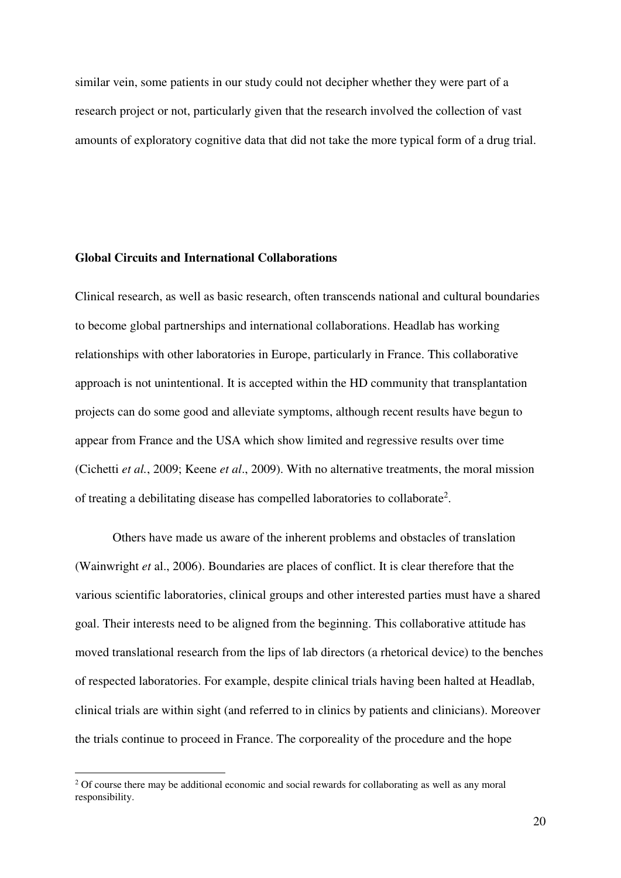similar vein, some patients in our study could not decipher whether they were part of a research project or not, particularly given that the research involved the collection of vast amounts of exploratory cognitive data that did not take the more typical form of a drug trial.

**Global Circuits and International Collaborations**

Clinical research, as well as basic research, often transcends national and cultural boundaries to become global partnerships and international collaborations. Headlab has working relationships with other laboratories in Europe, particularly in France. This collaborative approach is not unintentional. It is accepted within the HD community that transplantation projects can do some good and alleviate symptoms, although recent results have begun to appear from France and the USA which show limited and regressive results over time (Cichetti *et al.*, 2009; Keene *et al*., 2009). With no alternative treatments, the moral mission of treating a debilitating disease has compelled laboratories to collaborate[2].

Others have made us aware of the inherent problems and obstacles of translation (Wainwright *et* al., 2006). Boundaries are places of conflict. It is clear therefore that the various scientific laboratories, clinical groups and other interested parties must have a shared goal. Their interests need to be aligned from the beginning. This collaborative attitude has moved translational research from the lips of lab directors (a rhetorical device) to the benches of respected laboratories. For example, despite clinical trials having been halted at Headlab, clinical trials are within sight (and referred to in clinics by patients and clinicians). Moreover the trials continue to proceed in France. The corporeality of the procedure and the hope

[2] Of course there may be additional economic and social rewards for collaborating as well as any moral responsibility.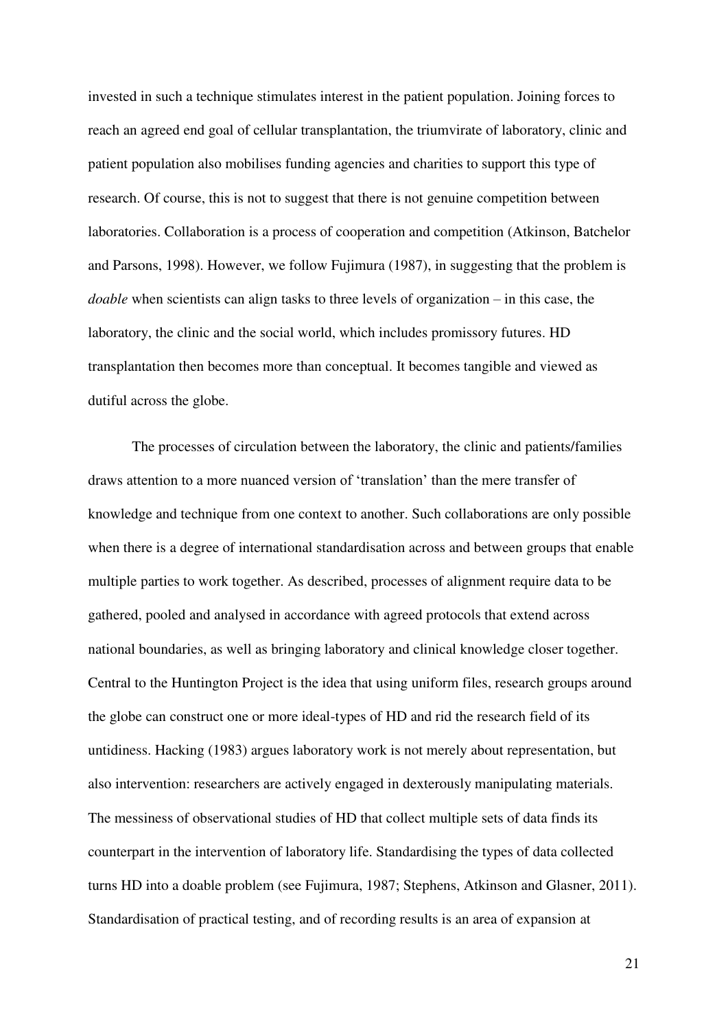invested in such a technique stimulates interest in the patient population. Joining forces to reach an agreed end goal of cellular transplantation, the triumvirate of laboratory, clinic and patient population also mobilises funding agencies and charities to support this type of research. Of course, this is not to suggest that there is not genuine competition between laboratories. Collaboration is a process of cooperation and competition (Atkinson, Batchelor and Parsons, 1998). However, we follow Fujimura (1987), in suggesting that the problem is *doable* when scientists can align tasks to three levels of organization – in this case, the laboratory, the clinic and the social world, which includes promissory futures. HD transplantation then becomes more than conceptual. It becomes tangible and viewed as dutiful across the globe.

The processes of circulation between the laboratory, the clinic and patients/families draws attention to a more nuanced version of 'translation' than the mere transfer of knowledge and technique from one context to another. Such collaborations are only possible when there is a degree of international standardisation across and between groups that enable multiple parties to work together. As described, processes of alignment require data to be gathered, pooled and analysed in accordance with agreed protocols that extend across national boundaries, as well as bringing laboratory and clinical knowledge closer together. Central to the Huntington Project is the idea that using uniform files, research groups around the globe can construct one or more ideal-types of HD and rid the research field of its untidiness. Hacking (1983) argues laboratory work is not merely about representation, but also intervention: researchers are actively engaged in dexterously manipulating materials. The messiness of observational studies of HD that collect multiple sets of data finds its counterpart in the intervention of laboratory life. Standardising the types of data collected turns HD into a doable problem (see Fujimura, 1987; Stephens, Atkinson and Glasner, 2011). Standardisation of practical testing, and of recording results is an area of expansion at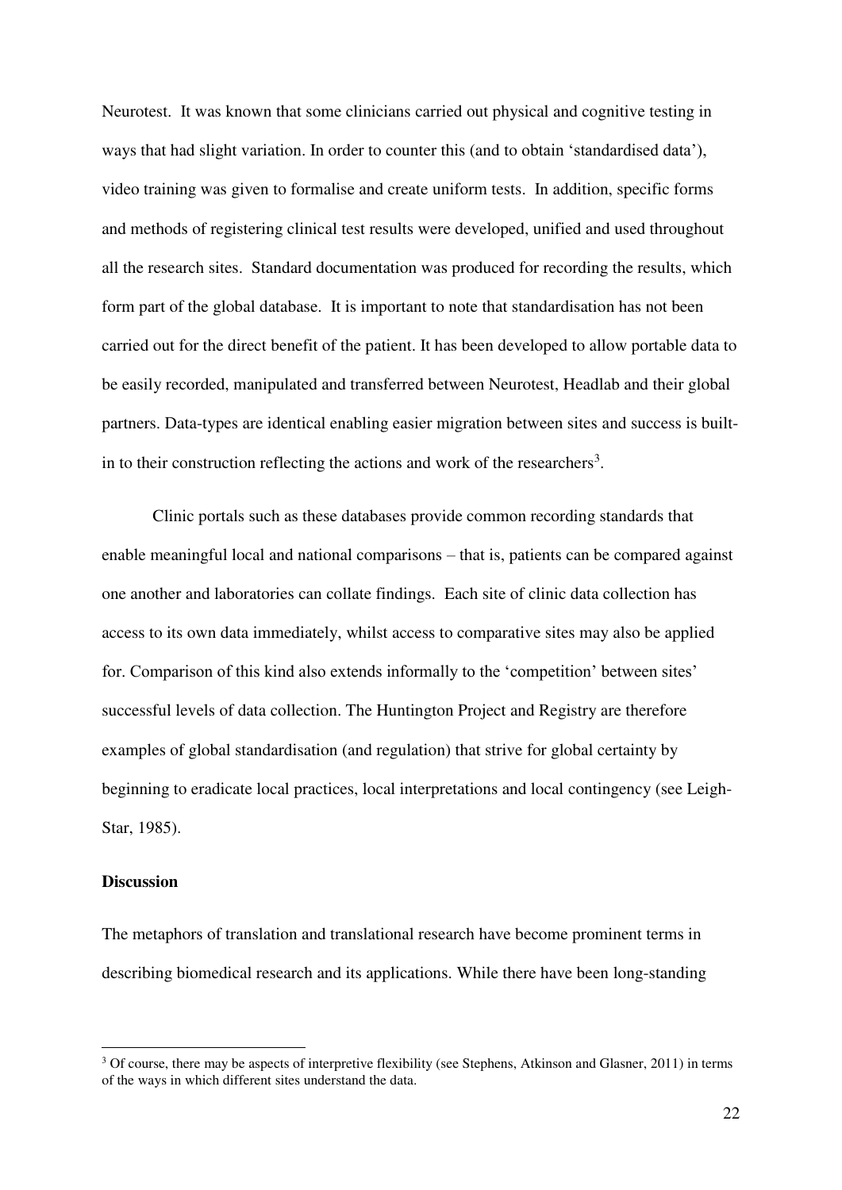Neurotest. It was known that some clinicians carried out physical and cognitive testing in ways that had slight variation. In order to counter this (and to obtain 'standardised data'), video training was given to formalise and create uniform tests. In addition, specific forms and methods of registering clinical test results were developed, unified and used throughout all the research sites. Standard documentation was produced for recording the results, which form part of the global database. It is important to note that standardisation has not been carried out for the direct benefit of the patient. It has been developed to allow portable data to be easily recorded, manipulated and transferred between Neurotest, Headlab and their global partners. Data-types are identical enabling easier migration between sites and success is built-in to their construction reflecting the actions and work of the researchers[3].

Clinic portals such as these databases provide common recording standards that enable meaningful local and national comparisons – that is, patients can be compared against one another and laboratories can collate findings. Each site of clinic data collection has access to its own data immediately, whilst access to comparative sites may also be applied for. Comparison of this kind also extends informally to the 'competition' between sites' successful levels of data collection. The Huntington Project and Registry are therefore examples of global standardisation (and regulation) that strive for global certainty by beginning to eradicate local practices, local interpretations and local contingency (see Leigh-Star, 1985).

**Discussion**

The metaphors of translation and translational research have become prominent terms in describing biomedical research and its applications. While there have been long-standing

[3] Of course, there may be aspects of interpretive flexibility (see Stephens, Atkinson and Glasner, 2011) in terms of the ways in which different sites understand the data.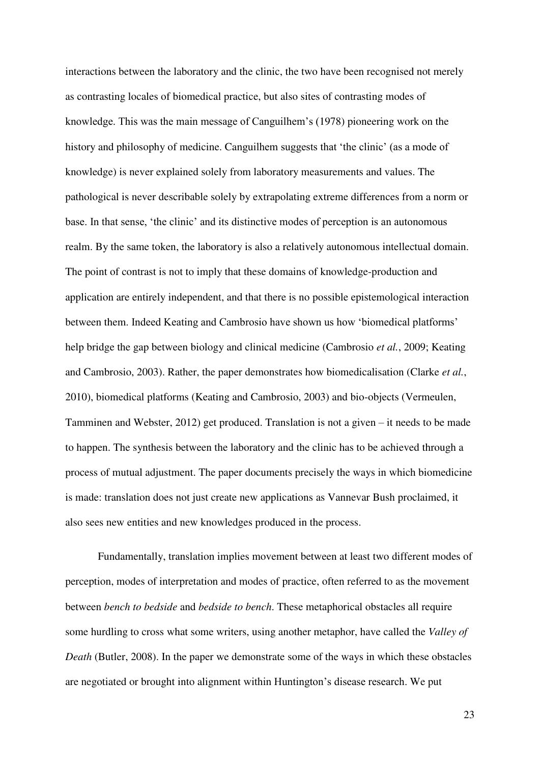interactions between the laboratory and the clinic, the two have been recognised not merely as contrasting locales of biomedical practice, but also sites of contrasting modes of knowledge. This was the main message of Canguilhem's (1978) pioneering work on the history and philosophy of medicine. Canguilhem suggests that 'the clinic' (as a mode of knowledge) is never explained solely from laboratory measurements and values. The pathological is never describable solely by extrapolating extreme differences from a norm or base. In that sense, 'the clinic' and its distinctive modes of perception is an autonomous realm. By the same token, the laboratory is also a relatively autonomous intellectual domain. The point of contrast is not to imply that these domains of knowledge-production and application are entirely independent, and that there is no possible epistemological interaction between them. Indeed Keating and Cambrosio have shown us how 'biomedical platforms' help bridge the gap between biology and clinical medicine (Cambrosio *et al.*, 2009; Keating and Cambrosio, 2003). Rather, the paper demonstrates how biomedicalisation (Clarke *et al.*, 2010), biomedical platforms (Keating and Cambrosio, 2003) and bio-objects (Vermeulen, Tamminen and Webster, 2012) get produced. Translation is not a given – it needs to be made to happen. The synthesis between the laboratory and the clinic has to be achieved through a process of mutual adjustment. The paper documents precisely the ways in which biomedicine is made: translation does not just create new applications as Vannevar Bush proclaimed, it also sees new entities and new knowledges produced in the process.

Fundamentally, translation implies movement between at least two different modes of perception, modes of interpretation and modes of practice, often referred to as the movement between *bench to bedside* and *bedside to bench*. These metaphorical obstacles all require some hurdling to cross what some writers, using another metaphor, have called the *Valley of Death* (Butler, 2008). In the paper we demonstrate some of the ways in which these obstacles are negotiated or brought into alignment within Huntington's disease research. We put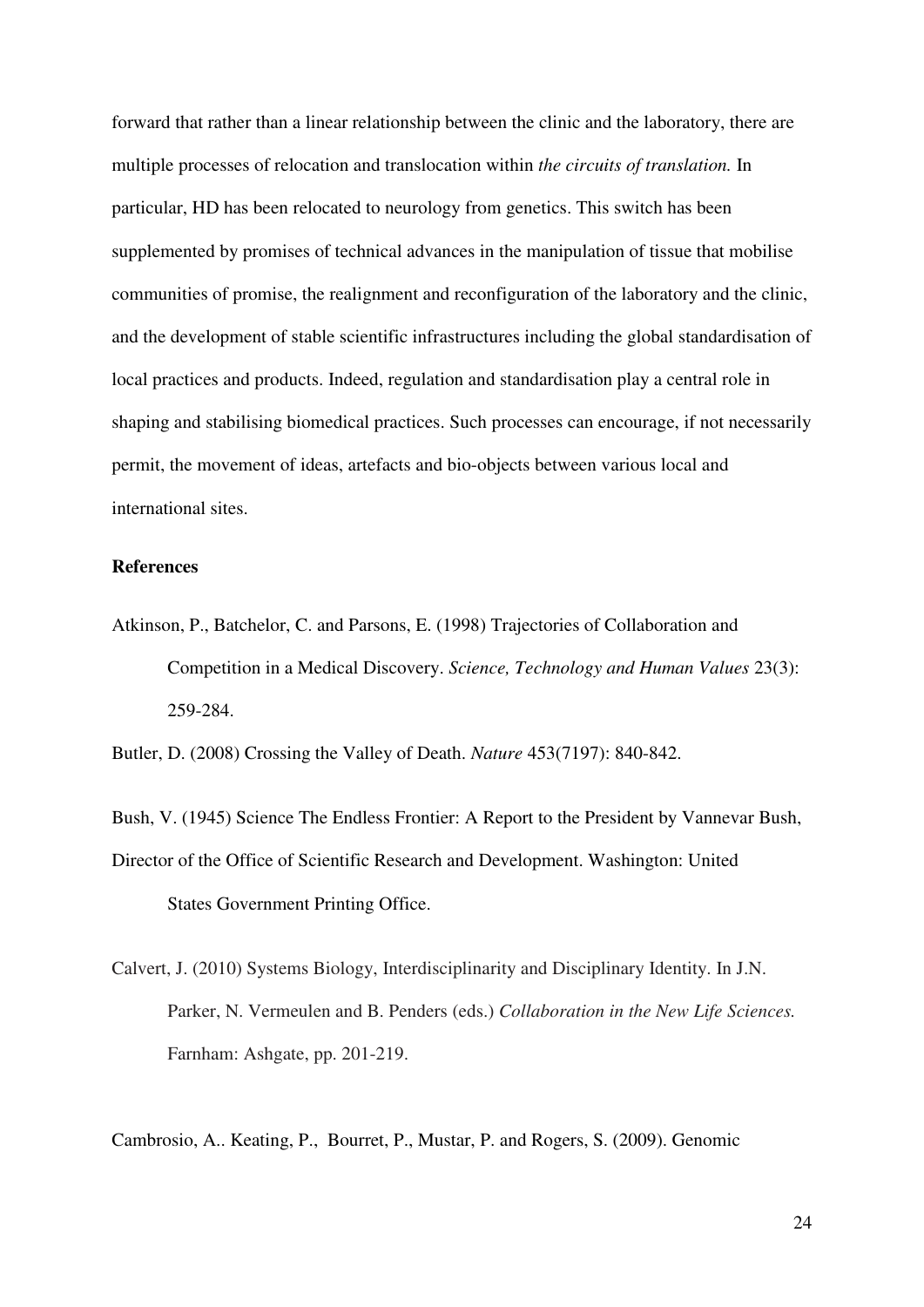forward that rather than a linear relationship between the clinic and the laboratory, there are multiple processes of relocation and translocation within *the circuits of translation.* In particular, HD has been relocated to neurology from genetics. This switch has been supplemented by promises of technical advances in the manipulation of tissue that mobilise communities of promise, the realignment and reconfiguration of the laboratory and the clinic, and the development of stable scientific infrastructures including the global standardisation of local practices and products. Indeed, regulation and standardisation play a central role in shaping and stabilising biomedical practices. Such processes can encourage, if not necessarily permit, the movement of ideas, artefacts and bio-objects between various local and international sites.

**References**

Atkinson, P., Batchelor, C. and Parsons, E. (1998) Trajectories of Collaboration and Competition in a Medical Discovery. *Science, Technology and Human Values* 23(3): 259-284.

Butler, D. (2008) Crossing the Valley of Death. *Nature* 453(7197): 840-842.

Bush, V. (1945) Science The Endless Frontier: A Report to the President by Vannevar Bush, Director of the Office of Scientific Research and Development. Washington: United States Government Printing Office.

Calvert, J. (2010) Systems Biology, Interdisciplinarity and Disciplinary Identity. In J.N. Parker, N. Vermeulen and B. Penders (eds.) *Collaboration in the New Life Sciences.* Farnham: Ashgate, pp. 201-219.

Cambrosio, A.. Keating, P., Bourret, P., Mustar, P. and Rogers, S. (2009). Genomic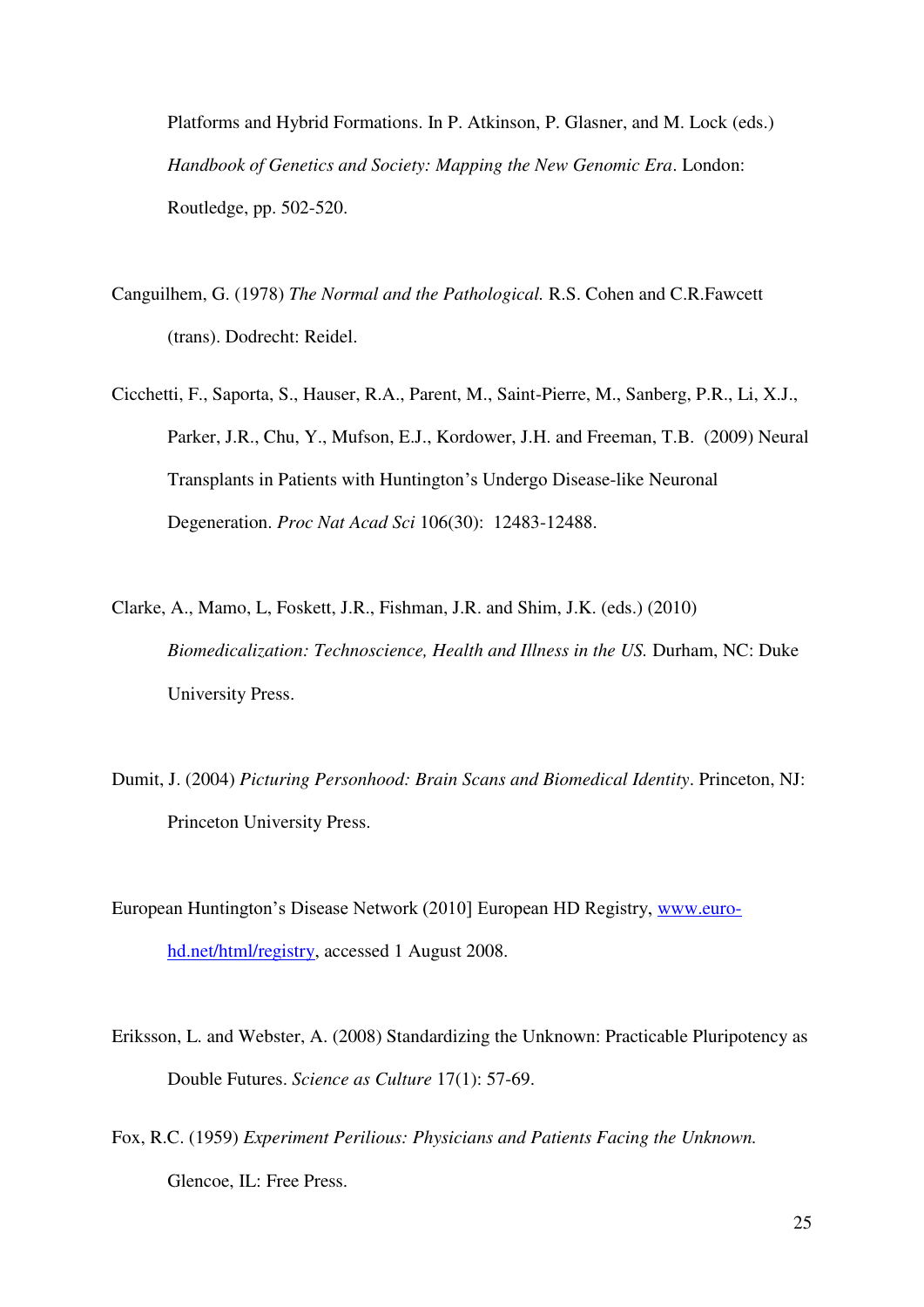Platforms and Hybrid Formations. In P. Atkinson, P. Glasner, and M. Lock (eds.) *Handbook of Genetics and Society: Mapping the New Genomic Era*. London: Routledge, pp. 502-520.

Canguilhem, G. (1978) *The Normal and the Pathological.* R.S. Cohen and C.R.Fawcett (trans). Dodrecht: Reidel.

Cicchetti, F., Saporta, S., Hauser, R.A., Parent, M., Saint-Pierre, M., Sanberg, P.R., Li, X.J., Parker, J.R., Chu, Y., Mufson, E.J., Kordower, J.H. and Freeman, T.B. (2009) Neural Transplants in Patients with Huntington's Undergo Disease-like Neuronal Degeneration. *Proc Nat Acad Sci* 106(30): 12483-12488.

Clarke, A., Mamo, L, Foskett, J.R., Fishman, J.R. and Shim, J.K. (eds.) (2010) *Biomedicalization: Technoscience, Health and Illness in the US.* Durham, NC: Duke University Press.

Dumit, J. (2004) *Picturing Personhood: Brain Scans and Biomedical Identity*. Princeton, NJ: Princeton University Press.

European Huntington's Disease Network (2010] European HD Registry, [www.euro-hd.net/html/registry](www.euro-hd.net/html/registry), accessed 1 August 2008.

Eriksson, L. and Webster, A. (2008) Standardizing the Unknown: Practicable Pluripotency as Double Futures. *Science as Culture* 17(1): 57-69.

Fox, R.C. (1959) *Experiment Perilious: Physicians and Patients Facing the Unknown.* Glencoe, IL: Free Press.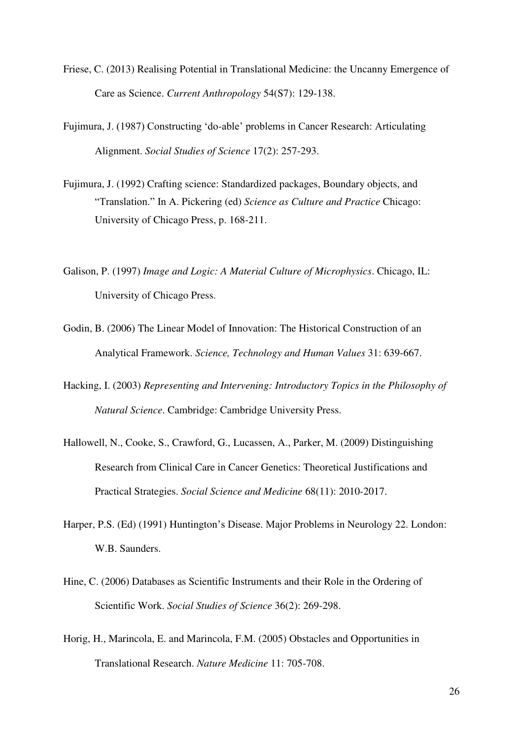Friese, C. (2013) Realising Potential in Translational Medicine: the Uncanny Emergence of Care as Science. *Current Anthropology* 54(S7): 129-138.

Fujimura, J. (1987) Constructing 'do-able' problems in Cancer Research: Articulating Alignment. *Social Studies of Science* 17(2): 257-293.

Fujimura, J. (1992) Crafting science: Standardized packages, Boundary objects, and "Translation." In A. Pickering (ed) *Science as Culture and Practice* Chicago: University of Chicago Press, p. 168-211.

Galison, P. (1997) *Image and Logic: A Material Culture of Microphysics*. Chicago, IL: University of Chicago Press.

Godin, B. (2006) The Linear Model of Innovation: The Historical Construction of an Analytical Framework. *Science, Technology and Human Values* 31: 639-667.

Hacking, I. (2003) *Representing and Intervening: Introductory Topics in the Philosophy of Natural Science*. Cambridge: Cambridge University Press.

Hallowell, N., Cooke, S., Crawford, G., Lucassen, A., Parker, M. (2009) Distinguishing Research from Clinical Care in Cancer Genetics: Theoretical Justifications and Practical Strategies. *Social Science and Medicine* 68(11): 2010-2017.

Harper, P.S. (Ed) (1991) Huntington's Disease. Major Problems in Neurology 22. London: W.B. Saunders.

Hine, C. (2006) Databases as Scientific Instruments and their Role in the Ordering of Scientific Work. *Social Studies of Science* 36(2): 269-298.

Horig, H., Marincola, E. and Marincola, F.M. (2005) Obstacles and Opportunities in Translational Research. *Nature Medicine* 11: 705-708.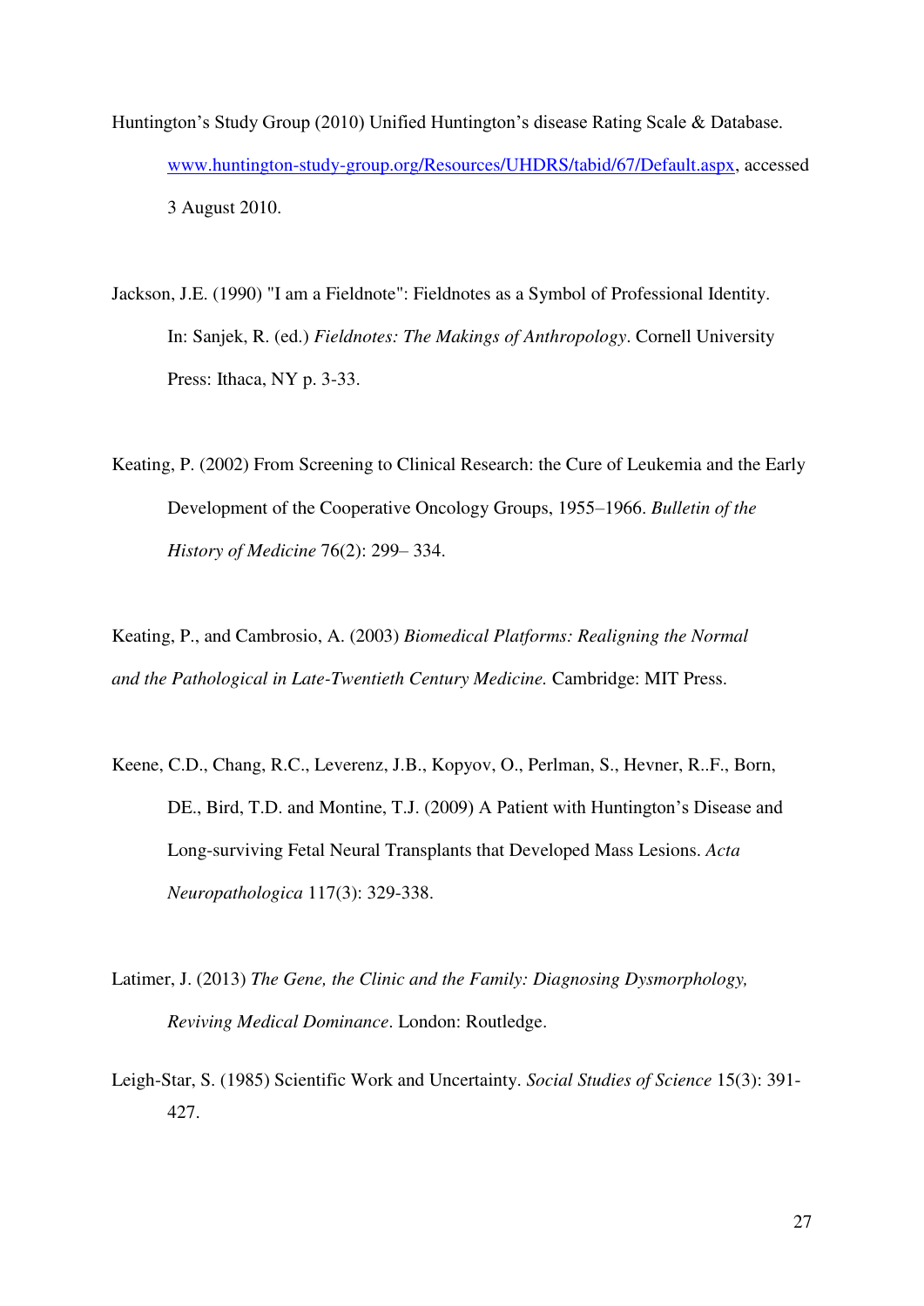Huntington's Study Group (2010) Unified Huntington's disease Rating Scale & Database. [www.huntington-study-group.org/Resources/UHDRS/tabid/67/Default.aspx](www.huntington-study-group.org/Resources/UHDRS/tabid/67/Default.aspx), accessed 3 August 2010.

Jackson, J.E. (1990) "I am a Fieldnote": Fieldnotes as a Symbol of Professional Identity. In: Sanjek, R. (ed.) *Fieldnotes: The Makings of Anthropology*. Cornell University Press: Ithaca, NY p. 3-33.

Keating, P. (2002) From Screening to Clinical Research: the Cure of Leukemia and the Early Development of the Cooperative Oncology Groups, 1955–1966. *Bulletin of the History of Medicine* 76(2): 299– 334.

Keating, P., and Cambrosio, A. (2003) *Biomedical Platforms: Realigning the Normal and the Pathological in Late-Twentieth Century Medicine.* Cambridge: MIT Press.

Keene, C.D., Chang, R.C., Leverenz, J.B., Kopyov, O., Perlman, S., Hevner, R..F., Born, DE., Bird, T.D. and Montine, T.J. (2009) A Patient with Huntington's Disease and Long-surviving Fetal Neural Transplants that Developed Mass Lesions. *Acta Neuropathologica* 117(3): 329-338.

Latimer, J. (2013) *The Gene, the Clinic and the Family: Diagnosing Dysmorphology, Reviving Medical Dominance*. London: Routledge.

Leigh-Star, S. (1985) Scientific Work and Uncertainty. *Social Studies of Science* 15(3): 391-427.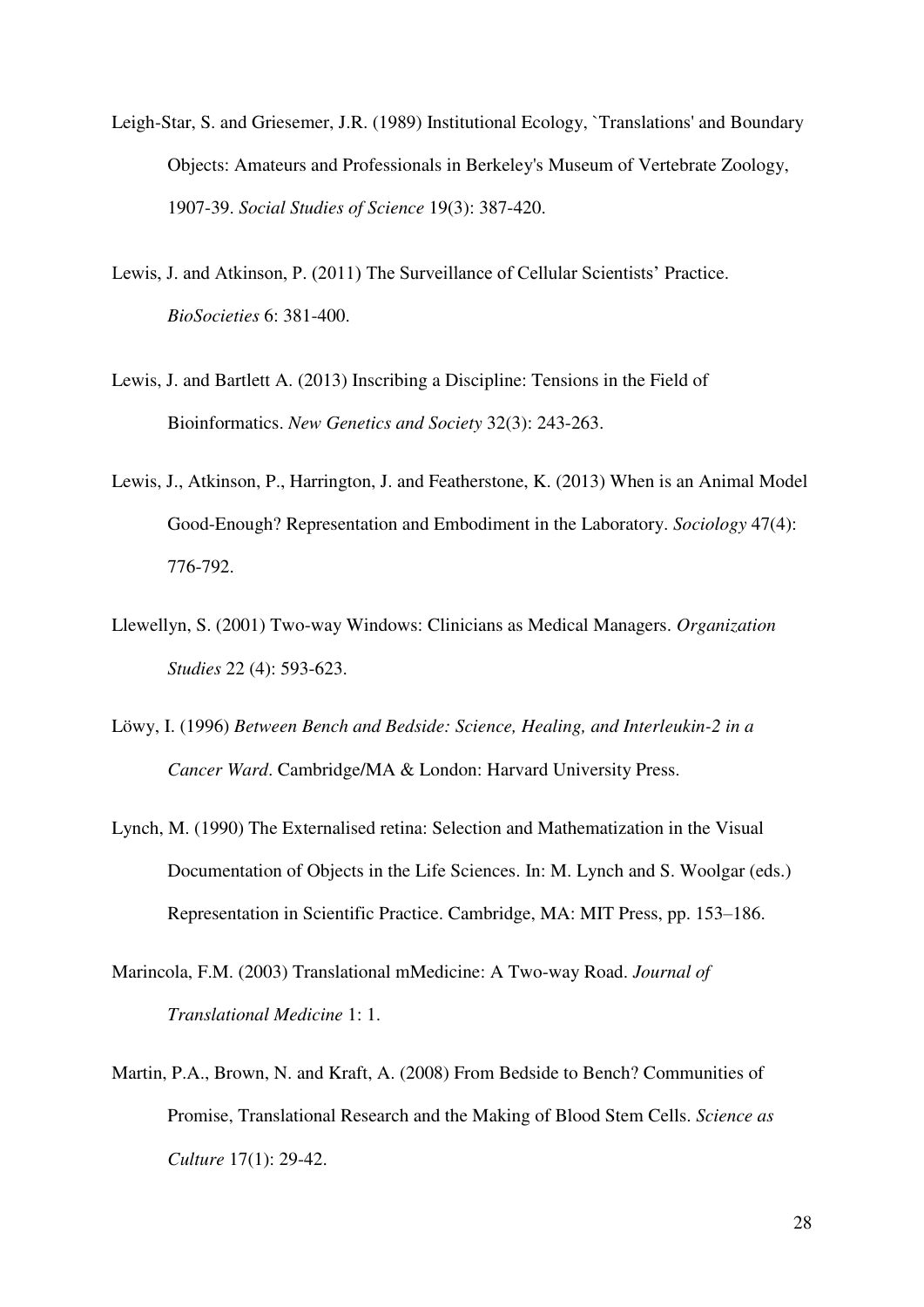Leigh-Star, S. and Griesemer, J.R. (1989) Institutional Ecology, `Translations' and Boundary Objects: Amateurs and Professionals in Berkeley's Museum of Vertebrate Zoology, 1907-39. *Social Studies of Science* 19(3): 387-420.

Lewis, J. and Atkinson, P. (2011) The Surveillance of Cellular Scientists' Practice. *BioSocieties* 6: 381-400.

Lewis, J. and Bartlett A. (2013) Inscribing a Discipline: Tensions in the Field of Bioinformatics. *New Genetics and Society* 32(3): 243-263.

Lewis, J., Atkinson, P., Harrington, J. and Featherstone, K. (2013) When is an Animal Model Good-Enough? Representation and Embodiment in the Laboratory. *Sociology* 47(4): 776-792.

Llewellyn, S. (2001) Two-way Windows: Clinicians as Medical Managers. *Organization Studies* 22 (4): 593-623.

Löwy, I. (1996) *Between Bench and Bedside: Science, Healing, and Interleukin-2 in a Cancer Ward*. Cambridge/MA & London: Harvard University Press.

Lynch, M. (1990) The Externalised retina: Selection and Mathematization in the Visual Documentation of Objects in the Life Sciences. In: M. Lynch and S. Woolgar (eds.) Representation in Scientific Practice. Cambridge, MA: MIT Press, pp. 153–186.

Marincola, F.M. (2003) Translational mMedicine: A Two-way Road. *Journal of Translational Medicine* 1: 1.

Martin, P.A., Brown, N. and Kraft, A. (2008) From Bedside to Bench? Communities of Promise, Translational Research and the Making of Blood Stem Cells. *Science as Culture* 17(1): 29-42.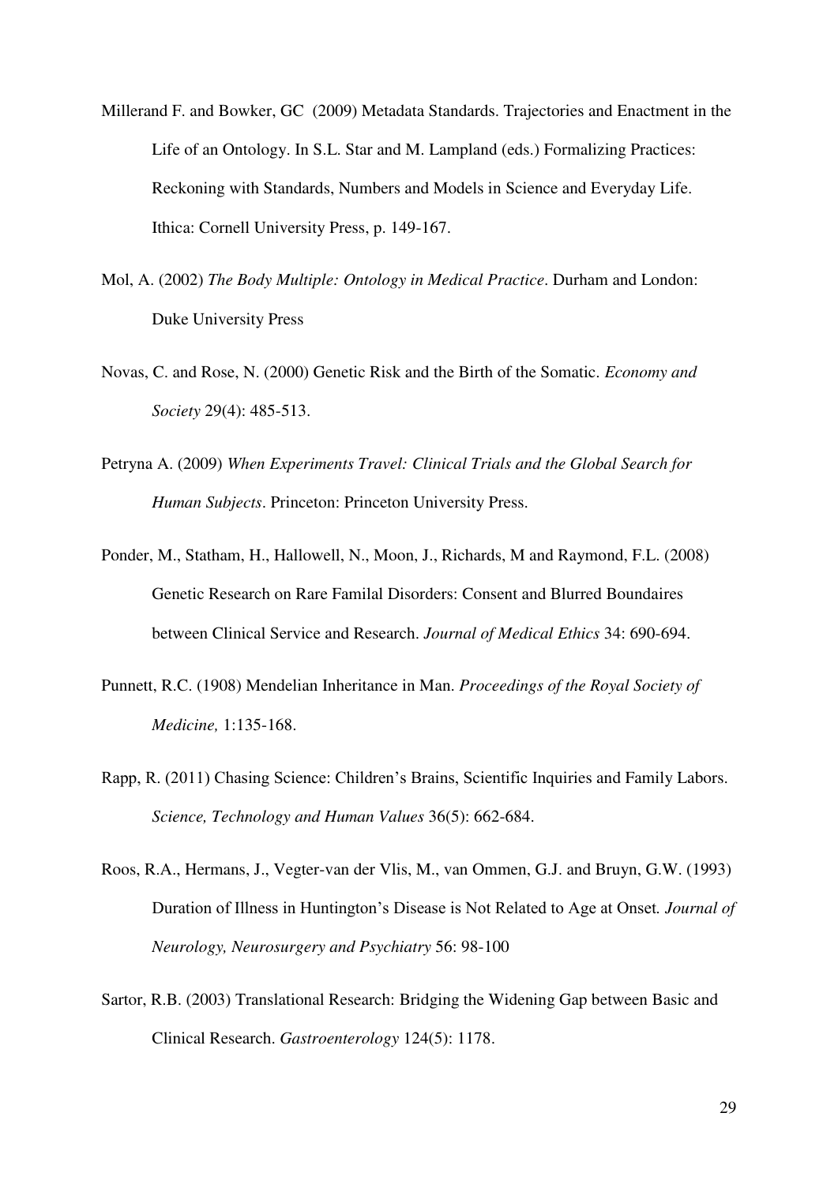Millerand F. and Bowker, GC (2009) Metadata Standards. Trajectories and Enactment in the Life of an Ontology. In S.L. Star and M. Lampland (eds.) Formalizing Practices: Reckoning with Standards, Numbers and Models in Science and Everyday Life. Ithica: Cornell University Press, p. 149-167.

Mol, A. (2002) *The Body Multiple: Ontology in Medical Practice*. Durham and London: Duke University Press

Novas, C. and Rose, N. (2000) Genetic Risk and the Birth of the Somatic. *Economy and Society* 29(4): 485-513.

Petryna A. (2009) *When Experiments Travel: Clinical Trials and the Global Search for Human Subjects*. Princeton: Princeton University Press.

Ponder, M., Statham, H., Hallowell, N., Moon, J., Richards, M and Raymond, F.L. (2008) Genetic Research on Rare Familal Disorders: Consent and Blurred Boundaires between Clinical Service and Research. *Journal of Medical Ethics* 34: 690-694.

Punnett, R.C. (1908) Mendelian Inheritance in Man. *Proceedings of the Royal Society of Medicine,* 1:135-168.

Rapp, R. (2011) Chasing Science: Children's Brains, Scientific Inquiries and Family Labors. *Science, Technology and Human Values* 36(5): 662-684.

Roos, R.A., Hermans, J., Vegter-van der Vlis, M., van Ommen, G.J. and Bruyn, G.W. (1993) Duration of Illness in Huntington's Disease is Not Related to Age at Onset*. Journal of Neurology, Neurosurgery and Psychiatry* 56: 98-100

Sartor, R.B. (2003) Translational Research: Bridging the Widening Gap between Basic and Clinical Research. *Gastroenterology* 124(5): 1178.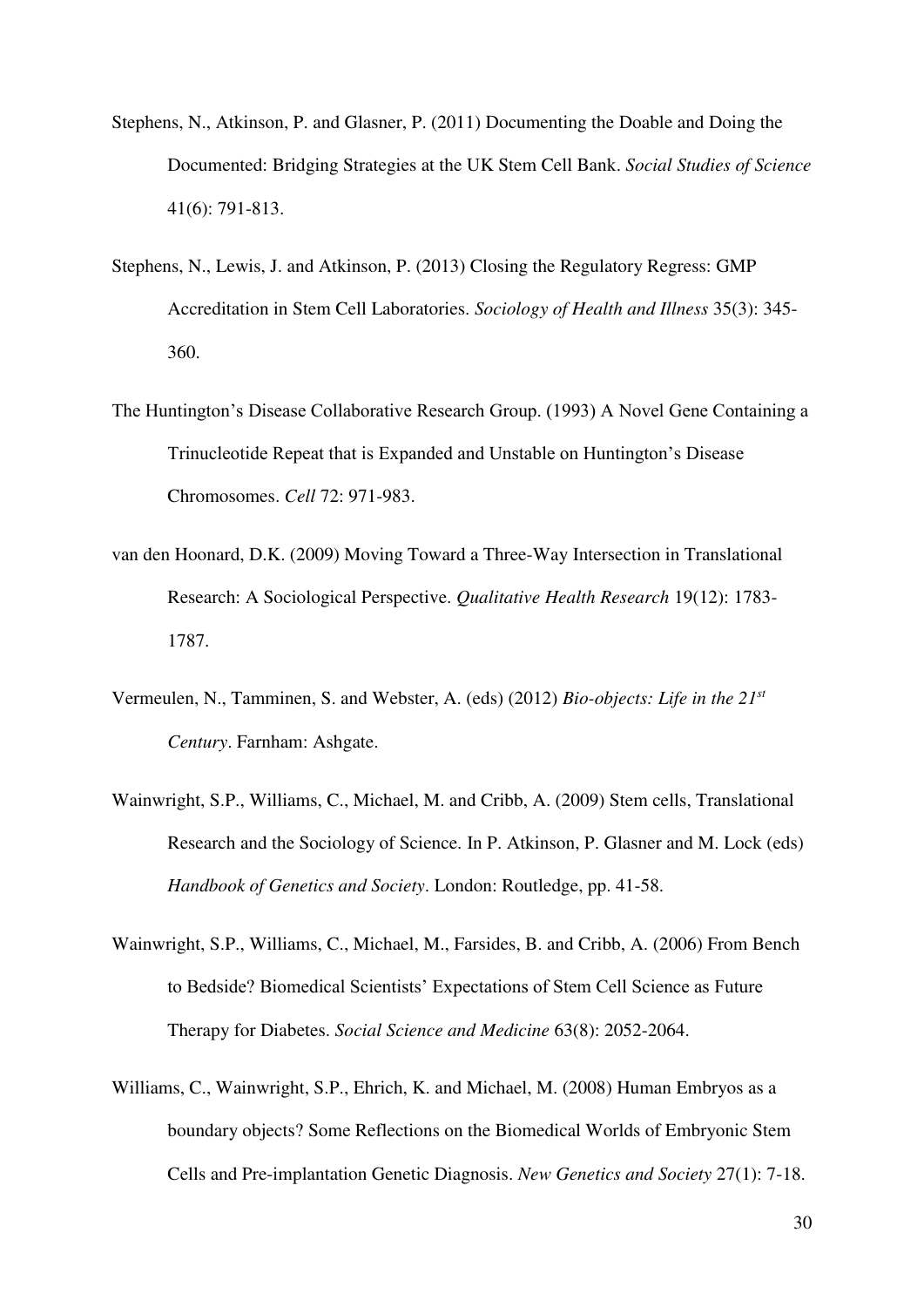Stephens, N., Atkinson, P. and Glasner, P. (2011) Documenting the Doable and Doing the Documented: Bridging Strategies at the UK Stem Cell Bank. *Social Studies of Science* 41(6): 791-813.

Stephens, N., Lewis, J. and Atkinson, P. (2013) Closing the Regulatory Regress: GMP Accreditation in Stem Cell Laboratories. *Sociology of Health and Illness* 35(3): 345-360.

The Huntington's Disease Collaborative Research Group. (1993) A Novel Gene Containing a Trinucleotide Repeat that is Expanded and Unstable on Huntington's Disease Chromosomes. *Cell* 72: 971-983.

van den Hoonard, D.K. (2009) Moving Toward a Three-Way Intersection in Translational Research: A Sociological Perspective. *Qualitative Health Research* 19(12): 1783-1787.

Vermeulen, N., Tamminen, S. and Webster, A. (eds) (2012) *Bio-objects: Life in the 21st Century*. Farnham: Ashgate.

Wainwright, S.P., Williams, C., Michael, M. and Cribb, A. (2009) Stem cells, Translational Research and the Sociology of Science. In P. Atkinson, P. Glasner and M. Lock (eds) *Handbook of Genetics and Society*. London: Routledge, pp. 41-58.

Wainwright, S.P., Williams, C., Michael, M., Farsides, B. and Cribb, A. (2006) From Bench to Bedside? Biomedical Scientists' Expectations of Stem Cell Science as Future Therapy for Diabetes. *Social Science and Medicine* 63(8): 2052-2064.

Williams, C., Wainwright, S.P., Ehrich, K. and Michael, M. (2008) Human Embryos as a boundary objects? Some Reflections on the Biomedical Worlds of Embryonic Stem Cells and Pre-implantation Genetic Diagnosis. *New Genetics and Society* 27(1): 7-18.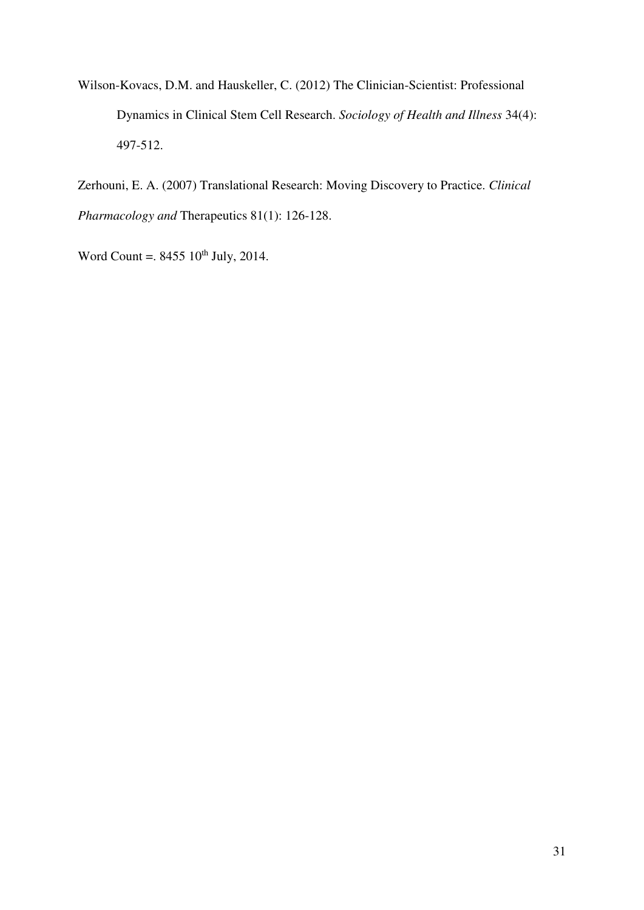Wilson-Kovacs, D.M. and Hauskeller, C. (2012) The Clinician-Scientist: Professional Dynamics in Clinical Stem Cell Research. *Sociology of Health and Illness* 34(4): 497-512.

Zerhouni, E. A. (2007) Translational Research: Moving Discovery to Practice. *Clinical Pharmacology and* Therapeutics 81(1): 126-128.

Word Count =. 8455 10th July, 2014.